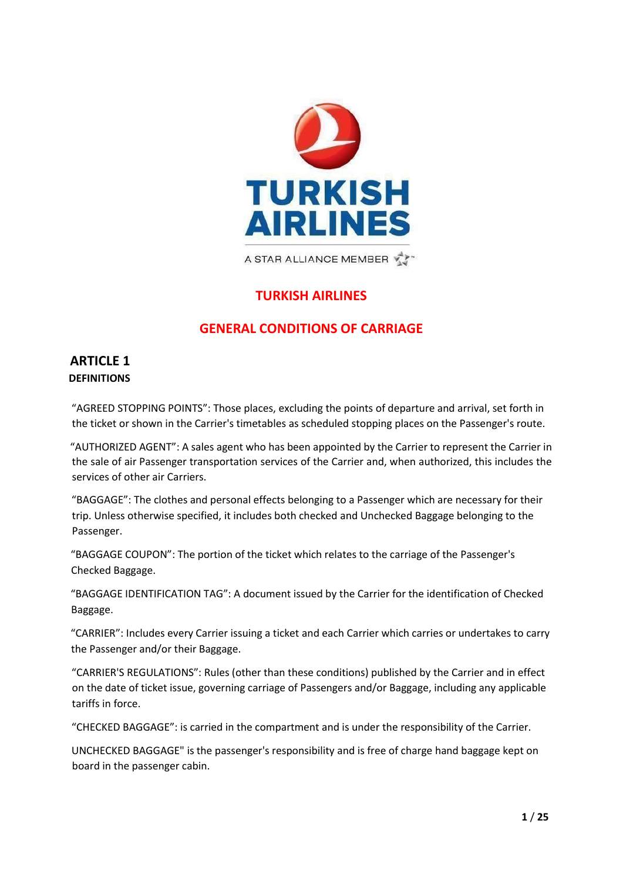# TURKISH AIRLINES

# GENERAL CONDITIONS OF CARRIAGE

## ARTICLE 1

### DEFINITIONS

"AGREED STOPPING POINTS": Those places, excluding the points of departure and arrival, set forth in the ticket or shown in the Carrier's timetables as scheduled stopping places on the Passenger's route.

"AUTHORIZED AGENT": A sales agent who has been appointed by the Carrier to represent the Carrier in the sale of air Passenger transportation services of the Carrier and, when authorized, this includes the services of other air Carriers.

"BAGGAGE": The clothes and personal effects belonging to a Passenger which are necessary for their trip. Unless otherwise specified, it includes both checked and Unchecked Baggage belonging to the Passenger.

"BAGGAGE COUPON": The portion of the ticket which relates to the carriage of the Passenger's Checked Baggage.

"BAGGAGE IDENTIFICATION TAG": A document issued by the Carrier for the identification of Checked Baggage.

"CARRIER": Includes every Carrier issuing a ticket and each Carrier which carries or undertakes to carry the Passenger and/or their Baggage.

"CARRIER'S REGULATIONS": Rules (other than these conditions) published by the Carrier and in effect on the date of ticket issue, governing carriage of Passengers and/or Baggage, including any applicable tariffs in force.

"CHECKED BAGGAGE": is carried in the compartment and is under the responsibility of the Carrier.

UNCHECKED BAGGAGE" is the passenger's responsibility and is free of charge hand baggage kept on board in the passenger cabin.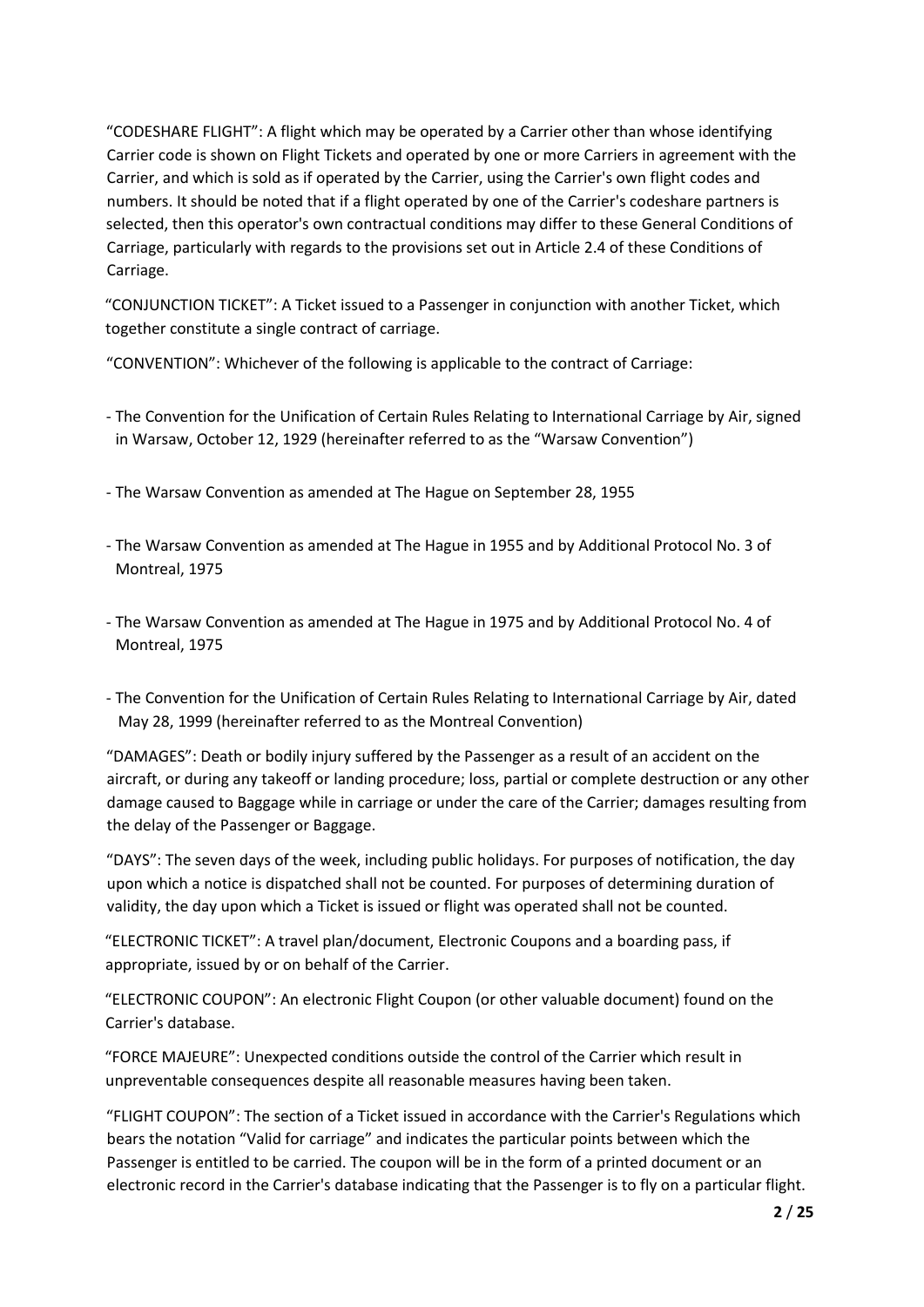"CODESHARE FLIGHT": A flight which may be operated by a Carrier other than whose identifying Carrier code is shown on Flight Tickets and operated by one or more Carriers in agreement with the Carrier, and which is sold as if operated by the Carrier, using the Carrier's own flight codes and numbers. It should be noted that if a flight operated by one of the Carrier's codeshare partners is selected, then this operator's own contractual conditions may differ to these General Conditions of Carriage, particularly with regards to the provisions set out in Article 2.4 of these Conditions of Carriage.

"CONJUNCTION TICKET": A Ticket issued to a Passenger in conjunction with another Ticket, which together constitute a single contract of carriage.

"CONVENTION": Whichever of the following is applicable to the contract of Carriage:

- The Convention for the Unification of Certain Rules Relating to International Carriage by Air, signed in Warsaw, October 12, 1929 (hereinafter referred to as the "Warsaw Convention")
- The Warsaw Convention as amended at The Hague on September 28, 1955
- The Warsaw Convention as amended at The Hague in 1955 and by Additional Protocol No. 3 of Montreal, 1975
- The Warsaw Convention as amended at The Hague in 1975 and by Additional Protocol No. 4 of Montreal, 1975
- The Convention for the Unification of Certain Rules Relating to International Carriage by Air, dated May 28, 1999 (hereinafter referred to as the Montreal Convention)

"DAMAGES": Death or bodily injury suffered by the Passenger as a result of an accident on the aircraft, or during any takeoff or landing procedure; loss, partial or complete destruction or any other damage caused to Baggage while in carriage or under the care of the Carrier; damages resulting from the delay of the Passenger or Baggage.

"DAYS": The seven days of the week, including public holidays. For purposes of notification, the day upon which a notice is dispatched shall not be counted. For purposes of determining duration of validity, the day upon which a Ticket is issued or flight was operated shall not be counted.

"ELECTRONIC TICKET": A travel plan/document, Electronic Coupons and a boarding pass, if appropriate, issued by or on behalf of the Carrier.

"ELECTRONIC COUPON": An electronic Flight Coupon (or other valuable document) found on the Carrier's database.

"FORCE MAJEURE": Unexpected conditions outside the control of the Carrier which result in unpreventable consequences despite all reasonable measures having been taken.

"FLIGHT COUPON": The section of a Ticket issued in accordance with the Carrier's Regulations which bears the notation "Valid for carriage" and indicates the particular points between which the Passenger is entitled to be carried. The coupon will be in the form of a printed document or an electronic record in the Carrier's database indicating that the Passenger is to fly on a particular flight.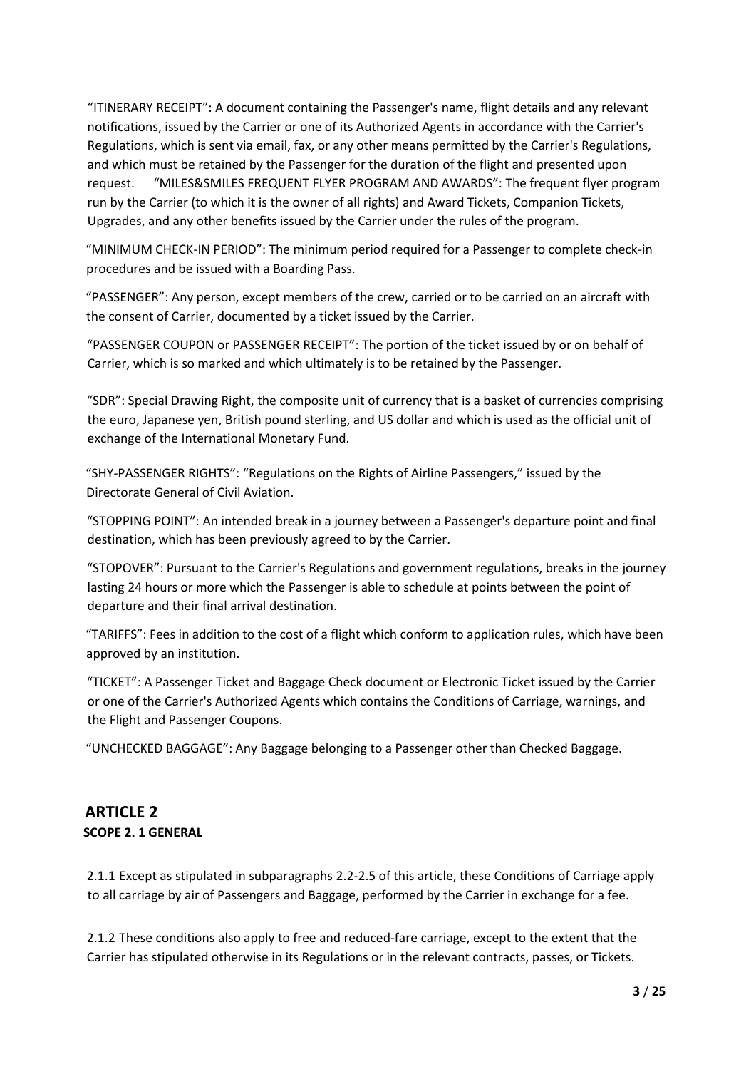"ITINERARY RECEIPT": A document containing the Passenger's name, flight details and any relevant notifications, issued by the Carrier or one of its Authorized Agents in accordance with the Carrier's Regulations, which is sent via email, fax, or any other means permitted by the Carrier's Regulations, and which must be retained by the Passenger for the duration of the flight and presented upon request.

"MILES&SMILES FREQUENT FLYER PROGRAM AND AWARDS": The frequent flyer program run by the Carrier (to which it is the owner of all rights) and Award Tickets, Companion Tickets, Upgrades, and any other benefits issued by the Carrier under the rules of the program.

"MINIMUM CHECK-IN PERIOD": The minimum period required for a Passenger to complete check-in procedures and be issued with a Boarding Pass.

"PASSENGER": Any person, except members of the crew, carried or to be carried on an aircraft with the consent of Carrier, documented by a ticket issued by the Carrier.

"PASSENGER COUPON or PASSENGER RECEIPT": The portion of the ticket issued by or on behalf of Carrier, which is so marked and which ultimately is to be retained by the Passenger.

"SDR": Special Drawing Right, the composite unit of currency that is a basket of currencies comprising the euro, Japanese yen, British pound sterling, and US dollar and which is used as the official unit of exchange of the International Monetary Fund.

"SHY-PASSENGER RIGHTS": "Regulations on the Rights of Airline Passengers," issued by the Directorate General of Civil Aviation.

"STOPPING POINT": An intended break in a journey between a Passenger's departure point and final destination, which has been previously agreed to by the Carrier.

"STOPOVER": Pursuant to the Carrier's Regulations and government regulations, breaks in the journey lasting 24 hours or more which the Passenger is able to schedule at points between the point of departure and their final arrival destination.

"TARIFFS": Fees in addition to the cost of a flight which conform to application rules, which have been approved by an institution.

"TICKET": A Passenger Ticket and Baggage Check document or Electronic Ticket issued by the Carrier or one of the Carrier's Authorized Agents which contains the Conditions of Carriage, warnings, and the Flight and Passenger Coupons.

"UNCHECKED BAGGAGE": Any Baggage belonging to a Passenger other than Checked Baggage.

## ARTICLE 2

**SCOPE 2. 1 GENERAL**

2.1.1 Except as stipulated in subparagraphs 2.2-2.5 of this article, these Conditions of Carriage apply to all carriage by air of Passengers and Baggage, performed by the Carrier in exchange for a fee.

2.1.2 These conditions also apply to free and reduced-fare carriage, except to the extent that the Carrier has stipulated otherwise in its Regulations or in the relevant contracts, passes, or Tickets.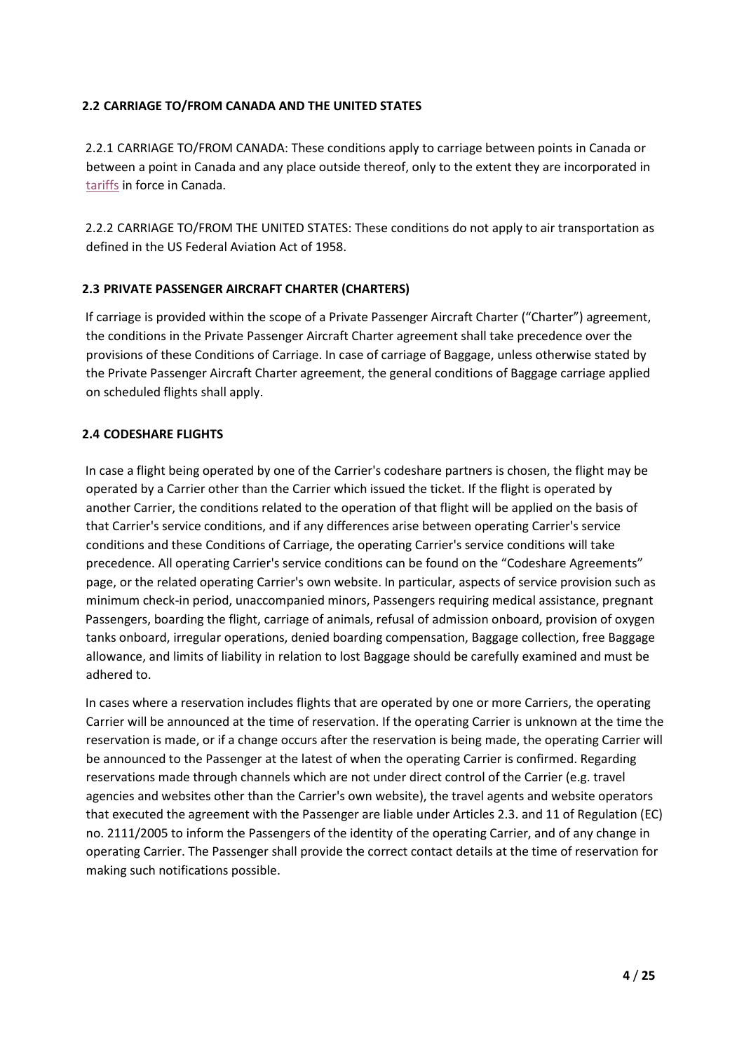### 2.2 CARRIAGE TO/FROM CANADA AND THE UNITED STATES

2.2.1 CARRIAGE TO/FROM CANADA: These conditions apply to carriage between points in Canada or between a point in Canada and any place outside thereof, only to the extent they are incorporated in tariffs in force in Canada.

2.2.2 CARRIAGE TO/FROM THE UNITED STATES: These conditions do not apply to air transportation as defined in the US Federal Aviation Act of 1958.

### 2.3 PRIVATE PASSENGER AIRCRAFT CHARTER (CHARTERS)

If carriage is provided within the scope of a Private Passenger Aircraft Charter ("Charter") agreement, the conditions in the Private Passenger Aircraft Charter agreement shall take precedence over the provisions of these Conditions of Carriage. In case of carriage of Baggage, unless otherwise stated by the Private Passenger Aircraft Charter agreement, the general conditions of Baggage carriage applied on scheduled flights shall apply.

### 2.4 CODESHARE FLIGHTS

In case a flight being operated by one of the Carrier's codeshare partners is chosen, the flight may be operated by a Carrier other than the Carrier which issued the ticket. If the flight is operated by another Carrier, the conditions related to the operation of that flight will be applied on the basis of that Carrier's service conditions, and if any differences arise between operating Carrier's service conditions and these Conditions of Carriage, the operating Carrier's service conditions will take precedence. All operating Carrier's service conditions can be found on the "Codeshare Agreements" page, or the related operating Carrier's own website. In particular, aspects of service provision such as minimum check-in period, unaccompanied minors, Passengers requiring medical assistance, pregnant Passengers, boarding the flight, carriage of animals, refusal of admission onboard, provision of oxygen tanks onboard, irregular operations, denied boarding compensation, Baggage collection, free Baggage allowance, and limits of liability in relation to lost Baggage should be carefully examined and must be adhered to.

In cases where a reservation includes flights that are operated by one or more Carriers, the operating Carrier will be announced at the time of reservation. If the operating Carrier is unknown at the time the reservation is made, or if a change occurs after the reservation is being made, the operating Carrier will be announced to the Passenger at the latest of when the operating Carrier is confirmed. Regarding reservations made through channels which are not under direct control of the Carrier (e.g. travel agencies and websites other than the Carrier's own website), the travel agents and website operators that executed the agreement with the Passenger are liable under Articles 2.3. and 11 of Regulation (EC) no. 2111/2005 to inform the Passengers of the identity of the operating Carrier, and of any change in operating Carrier. The Passenger shall provide the correct contact details at the time of reservation for making such notifications possible.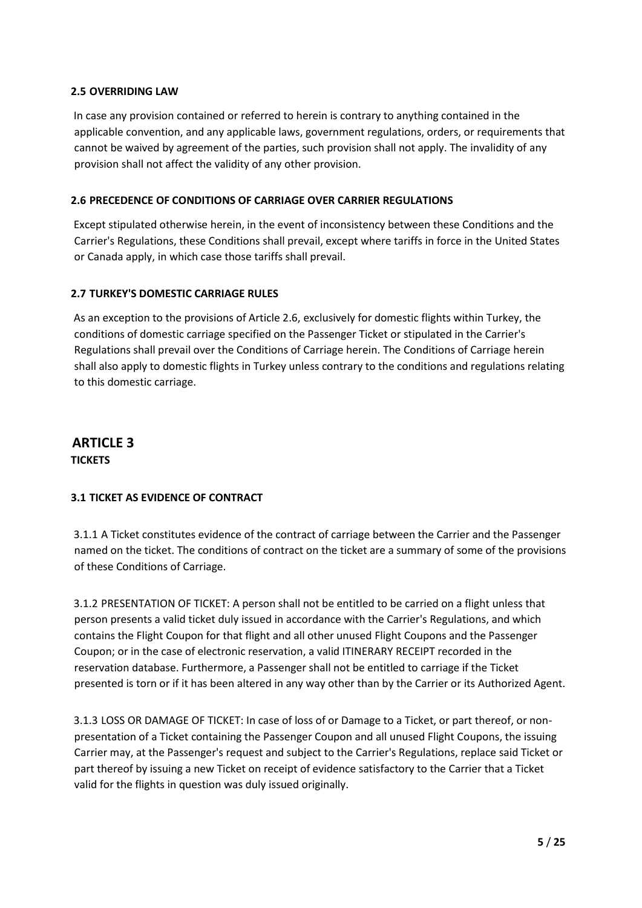### 2.5 OVERRIDING LAW

In case any provision contained or referred to herein is contrary to anything contained in the applicable convention, and any applicable laws, government regulations, orders, or requirements that cannot be waived by agreement of the parties, such provision shall not apply. The invalidity of any provision shall not affect the validity of any other provision.

### 2.6 PRECEDENCE OF CONDITIONS OF CARRIAGE OVER CARRIER REGULATIONS

Except stipulated otherwise herein, in the event of inconsistency between these Conditions and the Carrier's Regulations, these Conditions shall prevail, except where tariffs in force in the United States or Canada apply, in which case those tariffs shall prevail.

### 2.7 TURKEY'S DOMESTIC CARRIAGE RULES

As an exception to the provisions of Article 2.6, exclusively for domestic flights within Turkey, the conditions of domestic carriage specified on the Passenger Ticket or stipulated in the Carrier's Regulations shall prevail over the Conditions of Carriage herein. The Conditions of Carriage herein shall also apply to domestic flights in Turkey unless contrary to the conditions and regulations relating to this domestic carriage.

## ARTICLE 3

**TICKETS**

### 3.1 TICKET AS EVIDENCE OF CONTRACT

3.1.1 A Ticket constitutes evidence of the contract of carriage between the Carrier and the Passenger named on the ticket. The conditions of contract on the ticket are a summary of some of the provisions of these Conditions of Carriage.

3.1.2 PRESENTATION OF TICKET: A person shall not be entitled to be carried on a flight unless that person presents a valid ticket duly issued in accordance with the Carrier's Regulations, and which contains the Flight Coupon for that flight and all other unused Flight Coupons and the Passenger Coupon; or in the case of electronic reservation, a valid ITINERARY RECEIPT recorded in the reservation database. Furthermore, a Passenger shall not be entitled to carriage if the Ticket presented is torn or if it has been altered in any way other than by the Carrier or its Authorized Agent.

3.1.3 LOSS OR DAMAGE OF TICKET: In case of loss of or Damage to a Ticket, or part thereof, or non-presentation of a Ticket containing the Passenger Coupon and all unused Flight Coupons, the issuing Carrier may, at the Passenger's request and subject to the Carrier's Regulations, replace said Ticket or part thereof by issuing a new Ticket on receipt of evidence satisfactory to the Carrier that a Ticket valid for the flights in question was duly issued originally.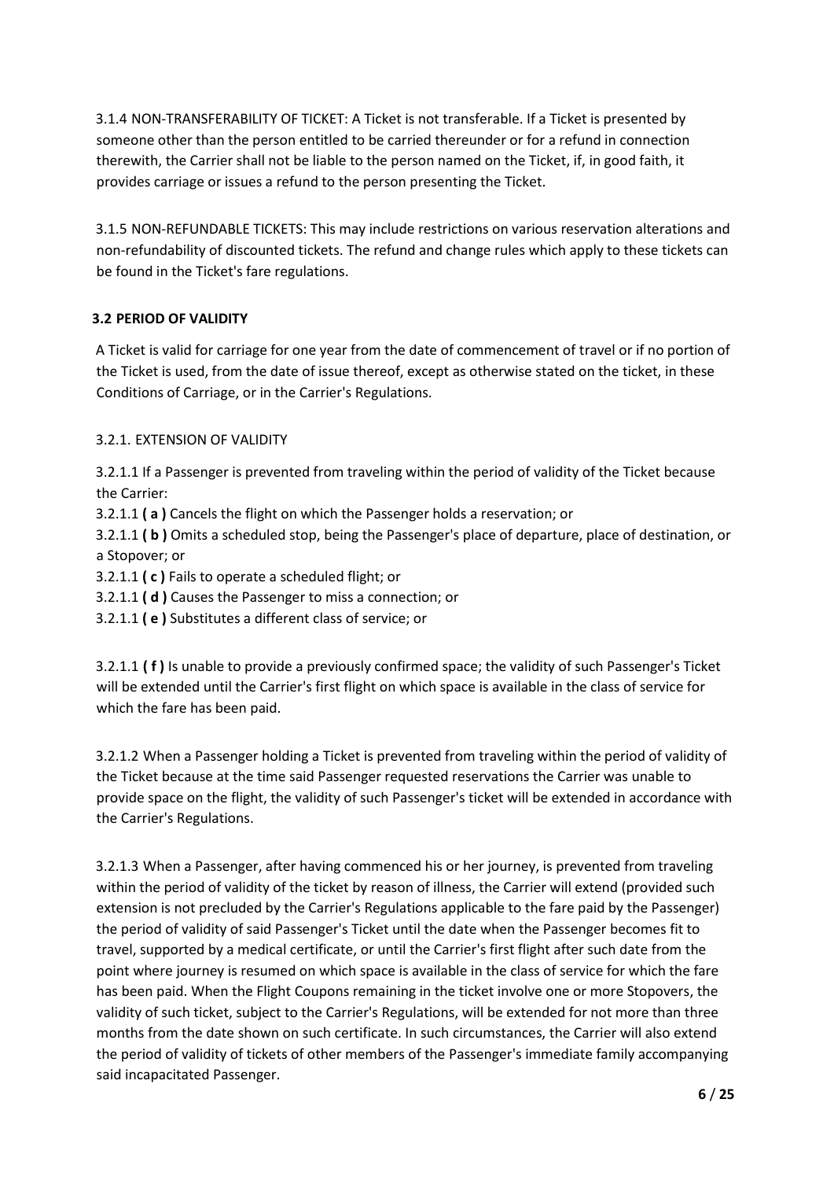3.1.4 NON-TRANSFERABILITY OF TICKET: A Ticket is not transferable. If a Ticket is presented by someone other than the person entitled to be carried thereunder or for a refund in connection therewith, the Carrier shall not be liable to the person named on the Ticket, if, in good faith, it provides carriage or issues a refund to the person presenting the Ticket.

3.1.5 NON-REFUNDABLE TICKETS: This may include restrictions on various reservation alterations and non-refundability of discounted tickets. The refund and change rules which apply to these tickets can be found in the Ticket's fare regulations.

**3.2 PERIOD OF VALIDITY**

A Ticket is valid for carriage for one year from the date of commencement of travel or if no portion of the Ticket is used, from the date of issue thereof, except as otherwise stated on the ticket, in these Conditions of Carriage, or in the Carrier's Regulations.

3.2.1. EXTENSION OF VALIDITY

3.2.1.1 If a Passenger is prevented from traveling within the period of validity of the Ticket because the Carrier:

3.2.1.1 **( a )** Cancels the flight on which the Passenger holds a reservation; or

3.2.1.1 **( b )** Omits a scheduled stop, being the Passenger's place of departure, place of destination, or a Stopover; or

3.2.1.1 **( c )** Fails to operate a scheduled flight; or

3.2.1.1 **( d )** Causes the Passenger to miss a connection; or

3.2.1.1 **( e )** Substitutes a different class of service; or

3.2.1.1 **( f )** Is unable to provide a previously confirmed space; the validity of such Passenger's Ticket will be extended until the Carrier's first flight on which space is available in the class of service for which the fare has been paid.

3.2.1.2 When a Passenger holding a Ticket is prevented from traveling within the period of validity of the Ticket because at the time said Passenger requested reservations the Carrier was unable to provide space on the flight, the validity of such Passenger's ticket will be extended in accordance with the Carrier's Regulations.

3.2.1.3 When a Passenger, after having commenced his or her journey, is prevented from traveling within the period of validity of the ticket by reason of illness, the Carrier will extend (provided such extension is not precluded by the Carrier's Regulations applicable to the fare paid by the Passenger) the period of validity of said Passenger's Ticket until the date when the Passenger becomes fit to travel, supported by a medical certificate, or until the Carrier's first flight after such date from the point where journey is resumed on which space is available in the class of service for which the fare has been paid. When the Flight Coupons remaining in the ticket involve one or more Stopovers, the validity of such ticket, subject to the Carrier's Regulations, will be extended for not more than three months from the date shown on such certificate. In such circumstances, the Carrier will also extend the period of validity of tickets of other members of the Passenger's immediate family accompanying said incapacitated Passenger.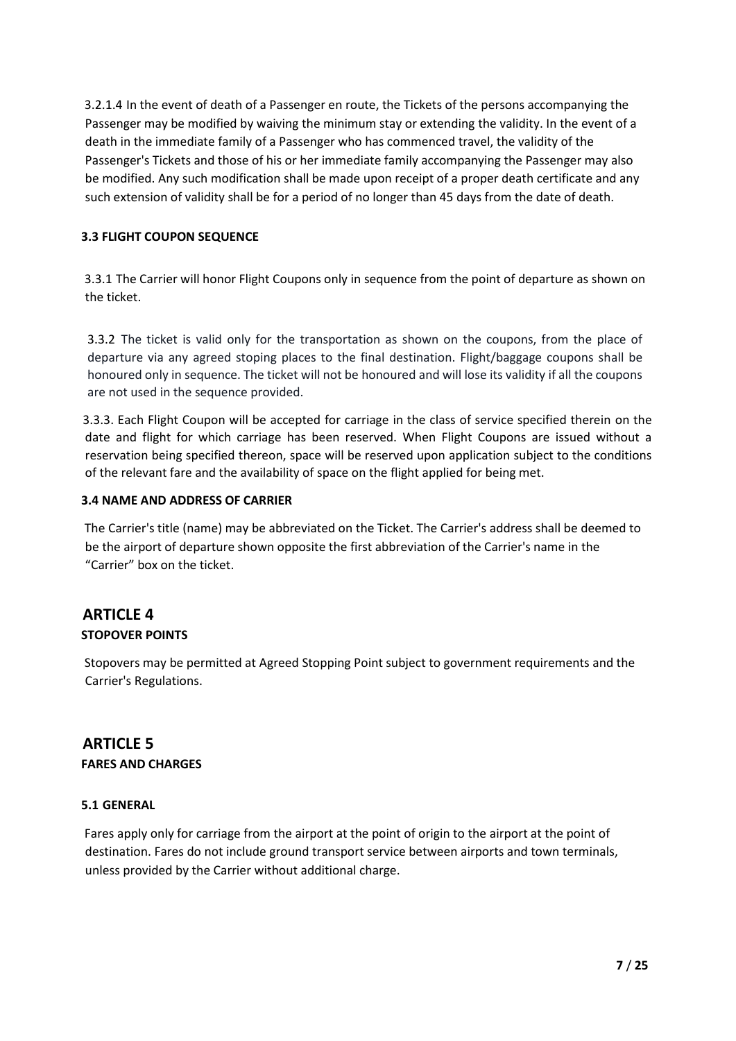3.2.1.4 In the event of death of a Passenger en route, the Tickets of the persons accompanying the Passenger may be modified by waiving the minimum stay or extending the validity. In the event of a death in the immediate family of a Passenger who has commenced travel, the validity of the Passenger's Tickets and those of his or her immediate family accompanying the Passenger may also be modified. Any such modification shall be made upon receipt of a proper death certificate and any such extension of validity shall be for a period of no longer than 45 days from the date of death.

### 3.3 FLIGHT COUPON SEQUENCE

3.3.1 The Carrier will honor Flight Coupons only in sequence from the point of departure as shown on the ticket.

3.3.2 The ticket is valid only for the transportation as shown on the coupons, from the place of departure via any agreed stoping places to the final destination. Flight/baggage coupons shall be honoured only in sequence. The ticket will not be honoured and will lose its validity if all the coupons are not used in the sequence provided.

3.3.3. Each Flight Coupon will be accepted for carriage in the class of service specified therein on the date and flight for which carriage has been reserved. When Flight Coupons are issued without a reservation being specified thereon, space will be reserved upon application subject to the conditions of the relevant fare and the availability of space on the flight applied for being met.

### 3.4 NAME AND ADDRESS OF CARRIER

The Carrier's title (name) may be abbreviated on the Ticket. The Carrier's address shall be deemed to be the airport of departure shown opposite the first abbreviation of the Carrier's name in the "Carrier" box on the ticket.

## ARTICLE 4

### STOPOVER POINTS

Stopovers may be permitted at Agreed Stopping Point subject to government requirements and the Carrier's Regulations.

## ARTICLE 5

### FARES AND CHARGES

### 5.1 GENERAL

Fares apply only for carriage from the airport at the point of origin to the airport at the point of destination. Fares do not include ground transport service between airports and town terminals, unless provided by the Carrier without additional charge.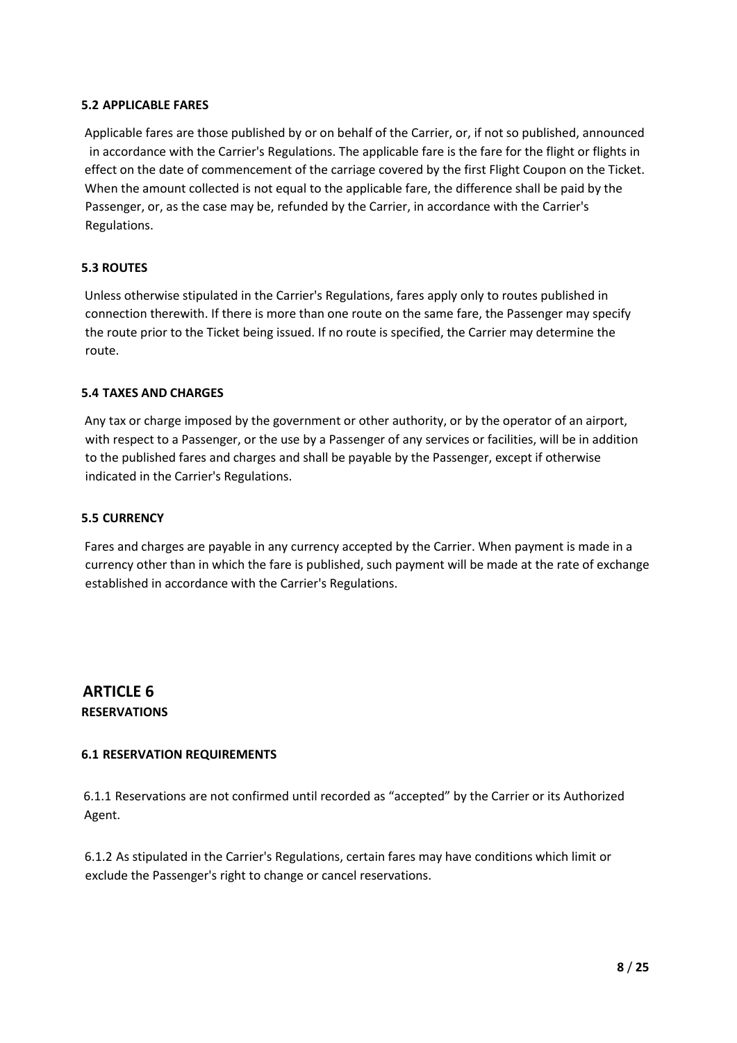### 5.2 APPLICABLE FARES

Applicable fares are those published by or on behalf of the Carrier, or, if not so published, announced in accordance with the Carrier's Regulations. The applicable fare is the fare for the flight or flights in effect on the date of commencement of the carriage covered by the first Flight Coupon on the Ticket. When the amount collected is not equal to the applicable fare, the difference shall be paid by the Passenger, or, as the case may be, refunded by the Carrier, in accordance with the Carrier's Regulations.

### 5.3 ROUTES

Unless otherwise stipulated in the Carrier's Regulations, fares apply only to routes published in connection therewith. If there is more than one route on the same fare, the Passenger may specify the route prior to the Ticket being issued. If no route is specified, the Carrier may determine the route.

### 5.4 TAXES AND CHARGES

Any tax or charge imposed by the government or other authority, or by the operator of an airport, with respect to a Passenger, or the use by a Passenger of any services or facilities, will be in addition to the published fares and charges and shall be payable by the Passenger, except if otherwise indicated in the Carrier's Regulations.

### 5.5 CURRENCY

Fares and charges are payable in any currency accepted by the Carrier. When payment is made in a currency other than in which the fare is published, such payment will be made at the rate of exchange established in accordance with the Carrier's Regulations.

## ARTICLE 6
**RESERVATIONS**

### 6.1 RESERVATION REQUIREMENTS

6.1.1 Reservations are not confirmed until recorded as "accepted" by the Carrier or its Authorized Agent.

6.1.2 As stipulated in the Carrier's Regulations, certain fares may have conditions which limit or exclude the Passenger's right to change or cancel reservations.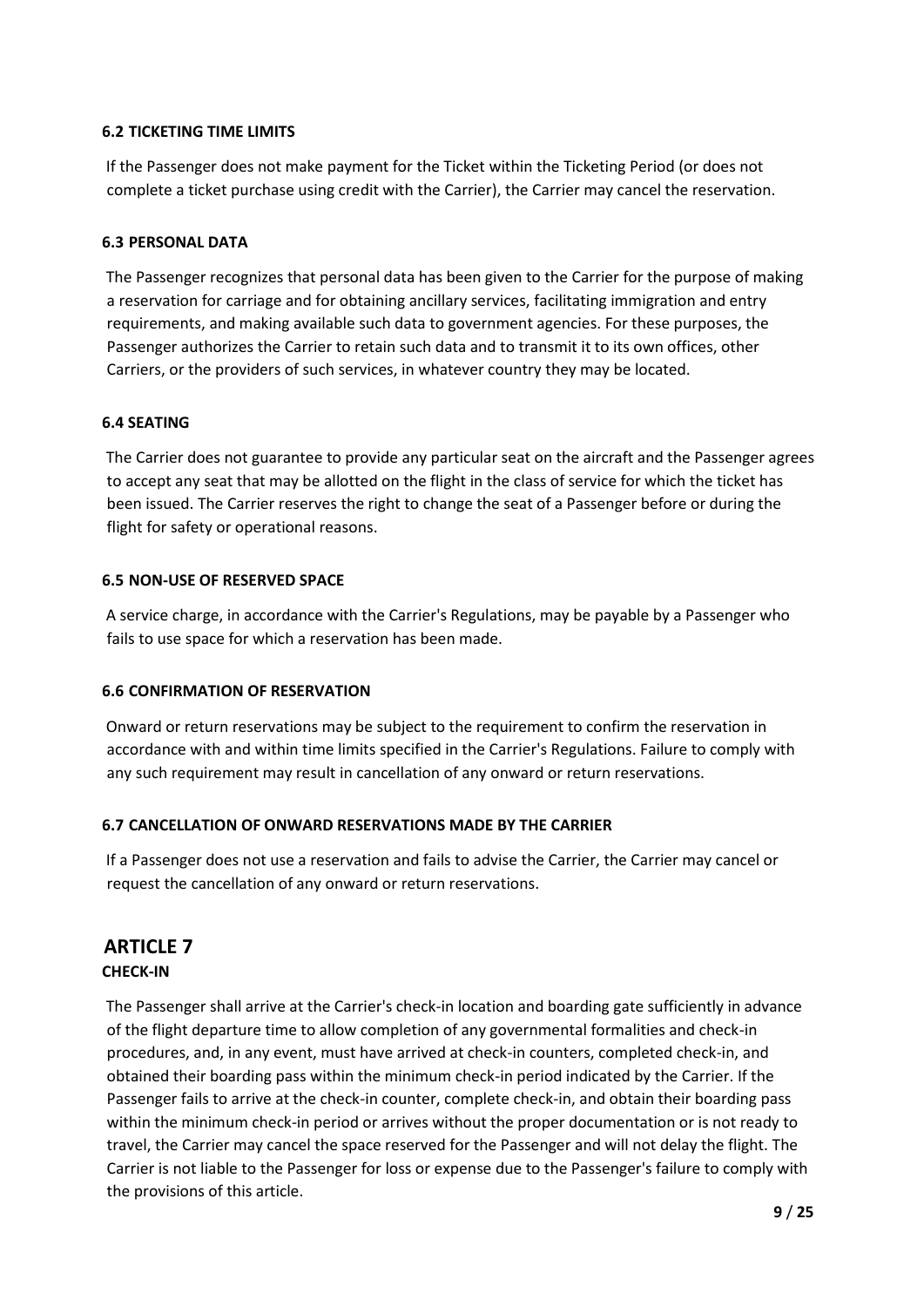### 6.2 TICKETING TIME LIMITS

If the Passenger does not make payment for the Ticket within the Ticketing Period (or does not complete a ticket purchase using credit with the Carrier), the Carrier may cancel the reservation.

### 6.3 PERSONAL DATA

The Passenger recognizes that personal data has been given to the Carrier for the purpose of making a reservation for carriage and for obtaining ancillary services, facilitating immigration and entry requirements, and making available such data to government agencies. For these purposes, the Passenger authorizes the Carrier to retain such data and to transmit it to its own offices, other Carriers, or the providers of such services, in whatever country they may be located.

### 6.4 SEATING

The Carrier does not guarantee to provide any particular seat on the aircraft and the Passenger agrees to accept any seat that may be allotted on the flight in the class of service for which the ticket has been issued. The Carrier reserves the right to change the seat of a Passenger before or during the flight for safety or operational reasons.

### 6.5 NON-USE OF RESERVED SPACE

A service charge, in accordance with the Carrier's Regulations, may be payable by a Passenger who fails to use space for which a reservation has been made.

### 6.6 CONFIRMATION OF RESERVATION

Onward or return reservations may be subject to the requirement to confirm the reservation in accordance with and within time limits specified in the Carrier's Regulations. Failure to comply with any such requirement may result in cancellation of any onward or return reservations.

### 6.7 CANCELLATION OF ONWARD RESERVATIONS MADE BY THE CARRIER

If a Passenger does not use a reservation and fails to advise the Carrier, the Carrier may cancel or request the cancellation of any onward or return reservations.

## ARTICLE 7

### CHECK-IN

The Passenger shall arrive at the Carrier's check-in location and boarding gate sufficiently in advance of the flight departure time to allow completion of any governmental formalities and check-in procedures, and, in any event, must have arrived at check-in counters, completed check-in, and obtained their boarding pass within the minimum check-in period indicated by the Carrier. If the Passenger fails to arrive at the check-in counter, complete check-in, and obtain their boarding pass within the minimum check-in period or arrives without the proper documentation or is not ready to travel, the Carrier may cancel the space reserved for the Passenger and will not delay the flight. The Carrier is not liable to the Passenger for loss or expense due to the Passenger's failure to comply with the provisions of this article.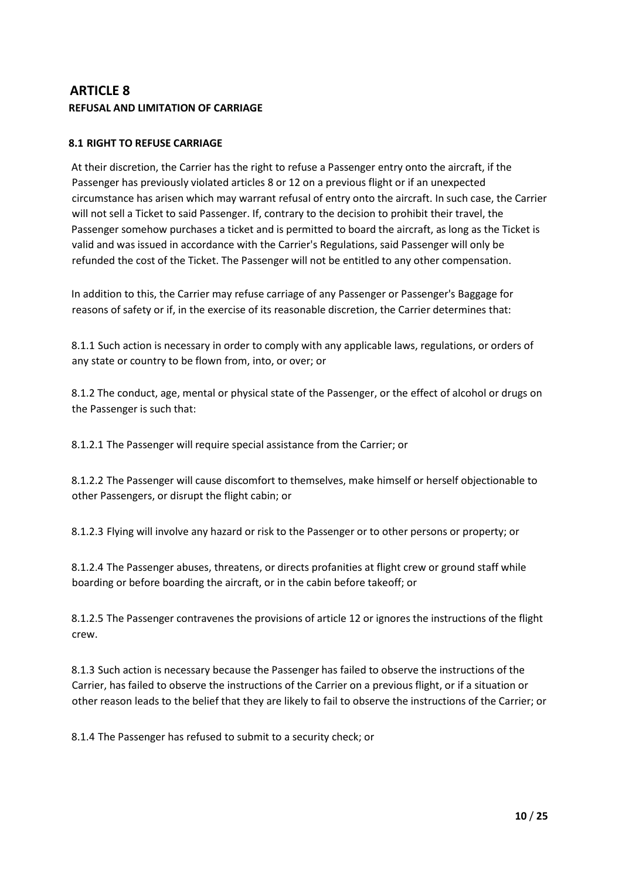# ARTICLE 8

**REFUSAL AND LIMITATION OF CARRIAGE**

### 8.1 RIGHT TO REFUSE CARRIAGE

At their discretion, the Carrier has the right to refuse a Passenger entry onto the aircraft, if the Passenger has previously violated articles 8 or 12 on a previous flight or if an unexpected circumstance has arisen which may warrant refusal of entry onto the aircraft. In such case, the Carrier will not sell a Ticket to said Passenger. If, contrary to the decision to prohibit their travel, the Passenger somehow purchases a ticket and is permitted to board the aircraft, as long as the Ticket is valid and was issued in accordance with the Carrier's Regulations, said Passenger will only be refunded the cost of the Ticket. The Passenger will not be entitled to any other compensation.

In addition to this, the Carrier may refuse carriage of any Passenger or Passenger's Baggage for reasons of safety or if, in the exercise of its reasonable discretion, the Carrier determines that:

8.1.1 Such action is necessary in order to comply with any applicable laws, regulations, or orders of any state or country to be flown from, into, or over; or

8.1.2 The conduct, age, mental or physical state of the Passenger, or the effect of alcohol or drugs on the Passenger is such that:

8.1.2.1 The Passenger will require special assistance from the Carrier; or

8.1.2.2 The Passenger will cause discomfort to themselves, make himself or herself objectionable to other Passengers, or disrupt the flight cabin; or

8.1.2.3 Flying will involve any hazard or risk to the Passenger or to other persons or property; or

8.1.2.4 The Passenger abuses, threatens, or directs profanities at flight crew or ground staff while boarding or before boarding the aircraft, or in the cabin before takeoff; or

8.1.2.5 The Passenger contravenes the provisions of article 12 or ignores the instructions of the flight crew.

8.1.3 Such action is necessary because the Passenger has failed to observe the instructions of the Carrier, has failed to observe the instructions of the Carrier on a previous flight, or if a situation or other reason leads to the belief that they are likely to fail to observe the instructions of the Carrier; or

8.1.4 The Passenger has refused to submit to a security check; or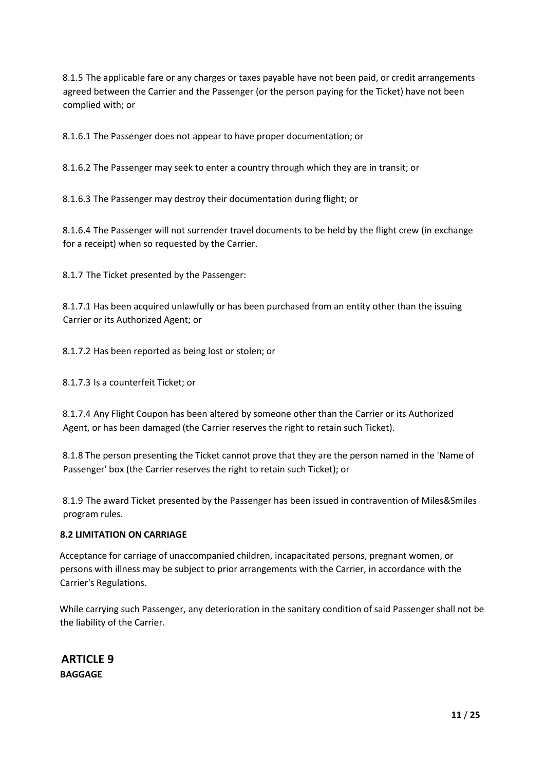8.1.5 The applicable fare or any charges or taxes payable have not been paid, or credit arrangements agreed between the Carrier and the Passenger (or the person paying for the Ticket) have not been complied with; or

8.1.6.1 The Passenger does not appear to have proper documentation; or

8.1.6.2 The Passenger may seek to enter a country through which they are in transit; or

8.1.6.3 The Passenger may destroy their documentation during flight; or

8.1.6.4 The Passenger will not surrender travel documents to be held by the flight crew (in exchange for a receipt) when so requested by the Carrier.

8.1.7 The Ticket presented by the Passenger:

8.1.7.1 Has been acquired unlawfully or has been purchased from an entity other than the issuing Carrier or its Authorized Agent; or

8.1.7.2 Has been reported as being lost or stolen; or

8.1.7.3 Is a counterfeit Ticket; or

8.1.7.4 Any Flight Coupon has been altered by someone other than the Carrier or its Authorized Agent, or has been damaged (the Carrier reserves the right to retain such Ticket).

8.1.8 The person presenting the Ticket cannot prove that they are the person named in the 'Name of Passenger' box (the Carrier reserves the right to retain such Ticket); or

8.1.9 The award Ticket presented by the Passenger has been issued in contravention of Miles&Smiles program rules.

**8.2 LIMITATION ON CARRIAGE**

Acceptance for carriage of unaccompanied children, incapacitated persons, pregnant women, or persons with illness may be subject to prior arrangements with the Carrier, in accordance with the Carrier's Regulations.

While carrying such Passenger, any deterioration in the sanitary condition of said Passenger shall not be the liability of the Carrier.

## ARTICLE 9

**BAGGAGE**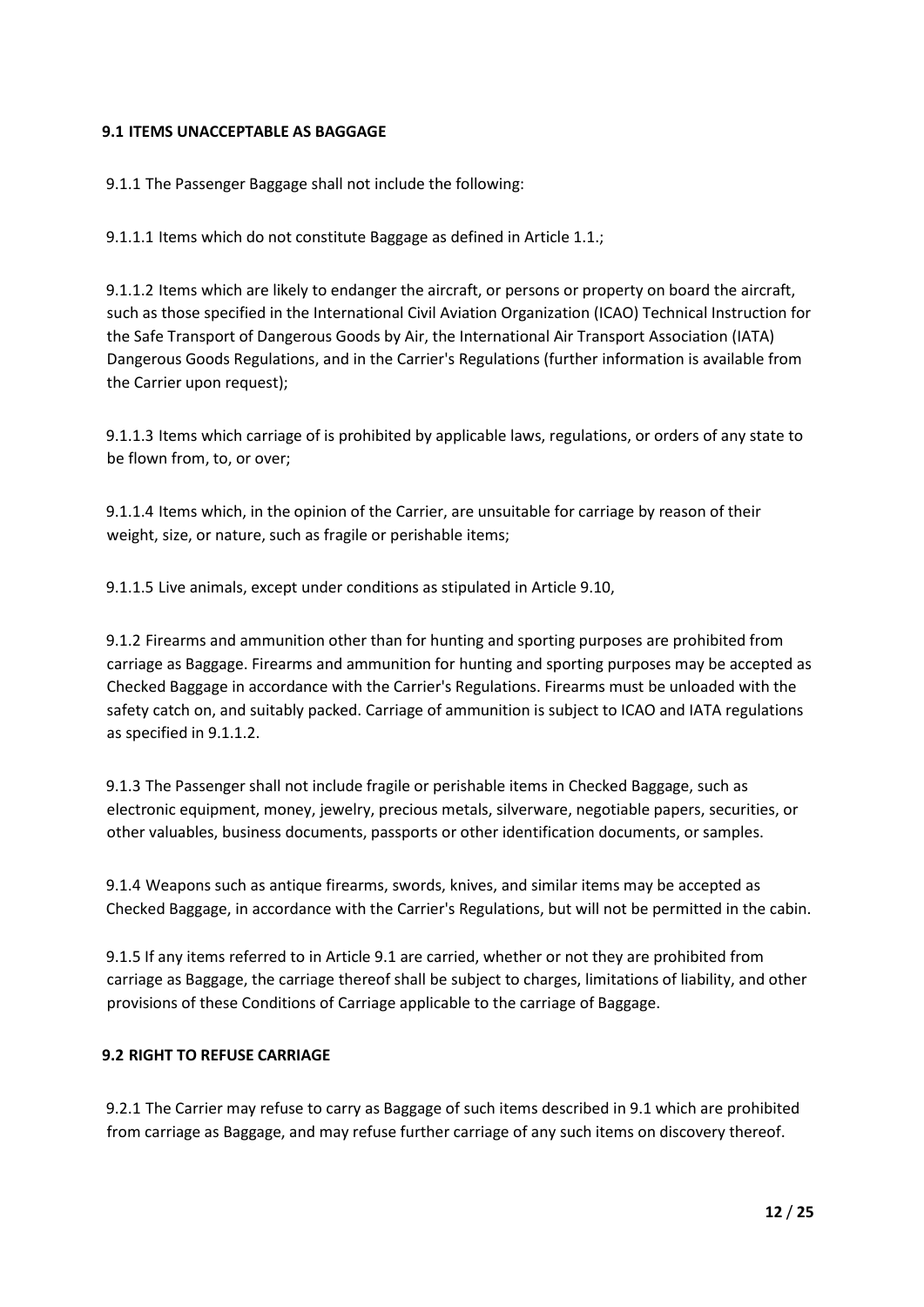### 9.1 ITEMS UNACCEPTABLE AS BAGGAGE

9.1.1 The Passenger Baggage shall not include the following:

9.1.1.1 Items which do not constitute Baggage as defined in Article 1.1.;

9.1.1.2 Items which are likely to endanger the aircraft, or persons or property on board the aircraft, such as those specified in the International Civil Aviation Organization (ICAO) Technical Instruction for the Safe Transport of Dangerous Goods by Air, the International Air Transport Association (IATA) Dangerous Goods Regulations, and in the Carrier's Regulations (further information is available from the Carrier upon request);

9.1.1.3 Items which carriage of is prohibited by applicable laws, regulations, or orders of any state to be flown from, to, or over;

9.1.1.4 Items which, in the opinion of the Carrier, are unsuitable for carriage by reason of their weight, size, or nature, such as fragile or perishable items;

9.1.1.5 Live animals, except under conditions as stipulated in Article 9.10,

9.1.2 Firearms and ammunition other than for hunting and sporting purposes are prohibited from carriage as Baggage. Firearms and ammunition for hunting and sporting purposes may be accepted as Checked Baggage in accordance with the Carrier's Regulations. Firearms must be unloaded with the safety catch on, and suitably packed. Carriage of ammunition is subject to ICAO and IATA regulations as specified in 9.1.1.2.

9.1.3 The Passenger shall not include fragile or perishable items in Checked Baggage, such as electronic equipment, money, jewelry, precious metals, silverware, negotiable papers, securities, or other valuables, business documents, passports or other identification documents, or samples.

9.1.4 Weapons such as antique firearms, swords, knives, and similar items may be accepted as Checked Baggage, in accordance with the Carrier's Regulations, but will not be permitted in the cabin.

9.1.5 If any items referred to in Article 9.1 are carried, whether or not they are prohibited from carriage as Baggage, the carriage thereof shall be subject to charges, limitations of liability, and other provisions of these Conditions of Carriage applicable to the carriage of Baggage.

### 9.2 RIGHT TO REFUSE CARRIAGE

9.2.1 The Carrier may refuse to carry as Baggage of such items described in 9.1 which are prohibited from carriage as Baggage, and may refuse further carriage of any such items on discovery thereof.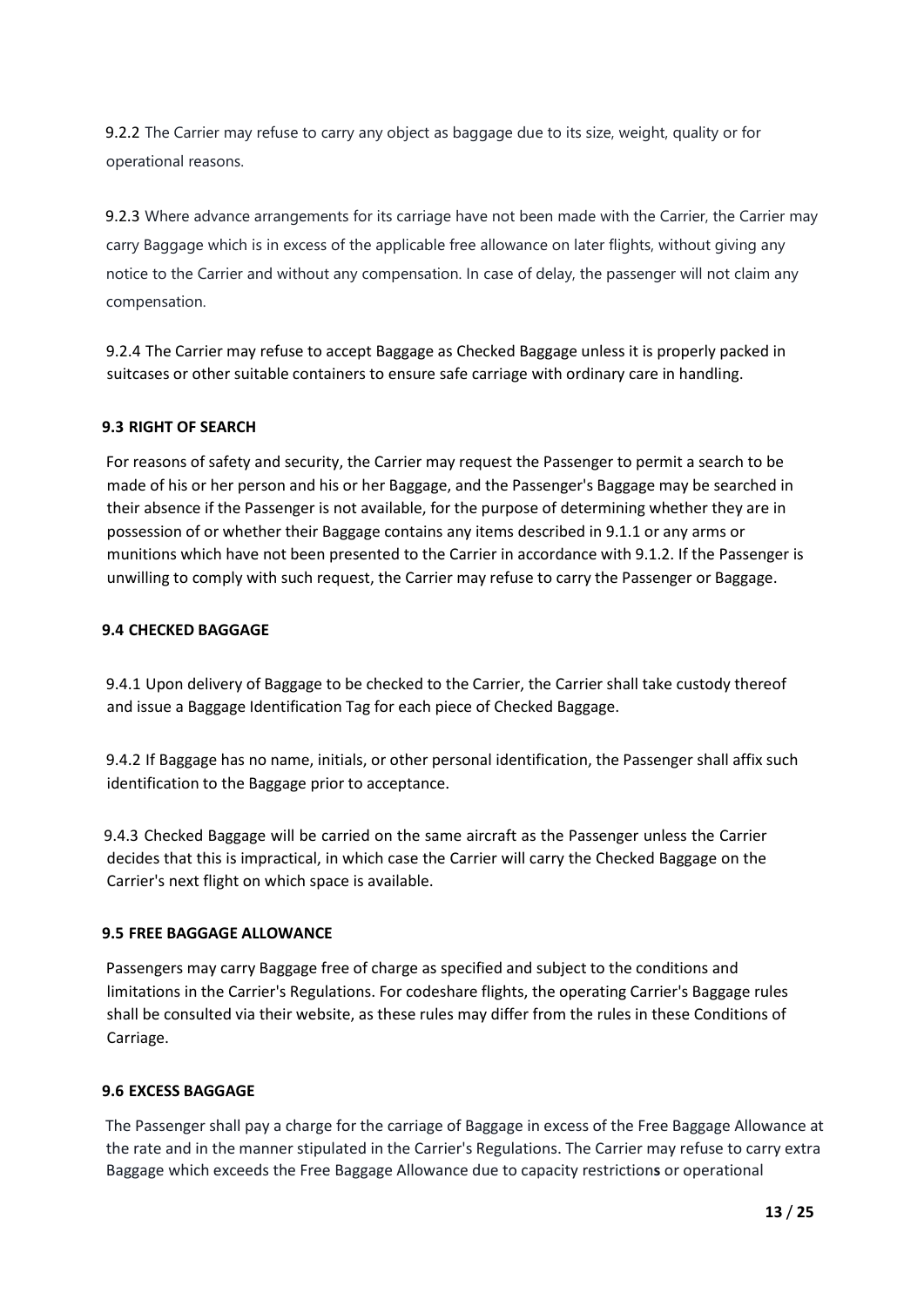9.2.2 The Carrier may refuse to carry any object as baggage due to its size, weight, quality or for operational reasons.

9.2.3 Where advance arrangements for its carriage have not been made with the Carrier, the Carrier may carry Baggage which is in excess of the applicable free allowance on later flights, without giving any notice to the Carrier and without any compensation. In case of delay, the passenger will not claim any compensation.

9.2.4 The Carrier may refuse to accept Baggage as Checked Baggage unless it is properly packed in suitcases or other suitable containers to ensure safe carriage with ordinary care in handling.

### 9.3 RIGHT OF SEARCH

For reasons of safety and security, the Carrier may request the Passenger to permit a search to be made of his or her person and his or her Baggage, and the Passenger's Baggage may be searched in their absence if the Passenger is not available, for the purpose of determining whether they are in possession of or whether their Baggage contains any items described in 9.1.1 or any arms or munitions which have not been presented to the Carrier in accordance with 9.1.2. If the Passenger is unwilling to comply with such request, the Carrier may refuse to carry the Passenger or Baggage.

### 9.4 CHECKED BAGGAGE

9.4.1 Upon delivery of Baggage to be checked to the Carrier, the Carrier shall take custody thereof and issue a Baggage Identification Tag for each piece of Checked Baggage.

9.4.2 If Baggage has no name, initials, or other personal identification, the Passenger shall affix such identification to the Baggage prior to acceptance.

9.4.3 Checked Baggage will be carried on the same aircraft as the Passenger unless the Carrier decides that this is impractical, in which case the Carrier will carry the Checked Baggage on the Carrier's next flight on which space is available.

### 9.5 FREE BAGGAGE ALLOWANCE

Passengers may carry Baggage free of charge as specified and subject to the conditions and limitations in the Carrier's Regulations. For codeshare flights, the operating Carrier's Baggage rules shall be consulted via their website, as these rules may differ from the rules in these Conditions of Carriage.

### 9.6 EXCESS BAGGAGE

The Passenger shall pay a charge for the carriage of Baggage in excess of the Free Baggage Allowance at the rate and in the manner stipulated in the Carrier's Regulations. The Carrier may refuse to carry extra Baggage which exceeds the Free Baggage Allowance due to capacity restrictions or operational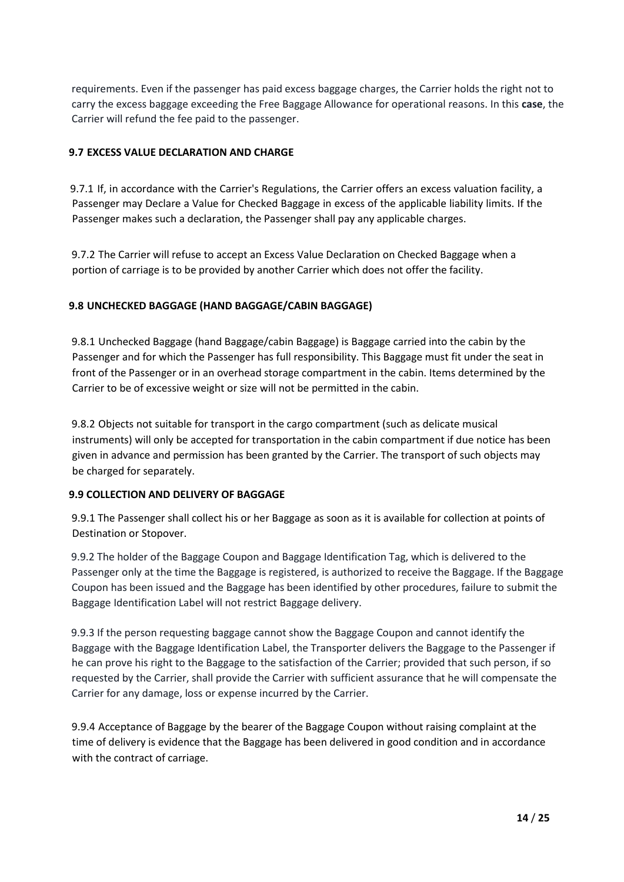requirements. Even if the passenger has paid excess baggage charges, the Carrier holds the right not to carry the excess baggage exceeding the Free Baggage Allowance for operational reasons. In this **case**, the Carrier will refund the fee paid to the passenger.

### 9.7 EXCESS VALUE DECLARATION AND CHARGE

9.7.1 If, in accordance with the Carrier's Regulations, the Carrier offers an excess valuation facility, a Passenger may Declare a Value for Checked Baggage in excess of the applicable liability limits. If the Passenger makes such a declaration, the Passenger shall pay any applicable charges.

9.7.2 The Carrier will refuse to accept an Excess Value Declaration on Checked Baggage when a portion of carriage is to be provided by another Carrier which does not offer the facility.

### 9.8 UNCHECKED BAGGAGE (HAND BAGGAGE/CABIN BAGGAGE)

9.8.1 Unchecked Baggage (hand Baggage/cabin Baggage) is Baggage carried into the cabin by the Passenger and for which the Passenger has full responsibility. This Baggage must fit under the seat in front of the Passenger or in an overhead storage compartment in the cabin. Items determined by the Carrier to be of excessive weight or size will not be permitted in the cabin.

9.8.2 Objects not suitable for transport in the cargo compartment (such as delicate musical instruments) will only be accepted for transportation in the cabin compartment if due notice has been given in advance and permission has been granted by the Carrier. The transport of such objects may be charged for separately.

### 9.9 COLLECTION AND DELIVERY OF BAGGAGE

9.9.1 The Passenger shall collect his or her Baggage as soon as it is available for collection at points of Destination or Stopover.

9.9.2 The holder of the Baggage Coupon and Baggage Identification Tag, which is delivered to the Passenger only at the time the Baggage is registered, is authorized to receive the Baggage. If the Baggage Coupon has been issued and the Baggage has been identified by other procedures, failure to submit the Baggage Identification Label will not restrict Baggage delivery.

9.9.3 If the person requesting baggage cannot show the Baggage Coupon and cannot identify the Baggage with the Baggage Identification Label, the Transporter delivers the Baggage to the Passenger if he can prove his right to the Baggage to the satisfaction of the Carrier; provided that such person, if so requested by the Carrier, shall provide the Carrier with sufficient assurance that he will compensate the Carrier for any damage, loss or expense incurred by the Carrier.

9.9.4 Acceptance of Baggage by the bearer of the Baggage Coupon without raising complaint at the time of delivery is evidence that the Baggage has been delivered in good condition and in accordance with the contract of carriage.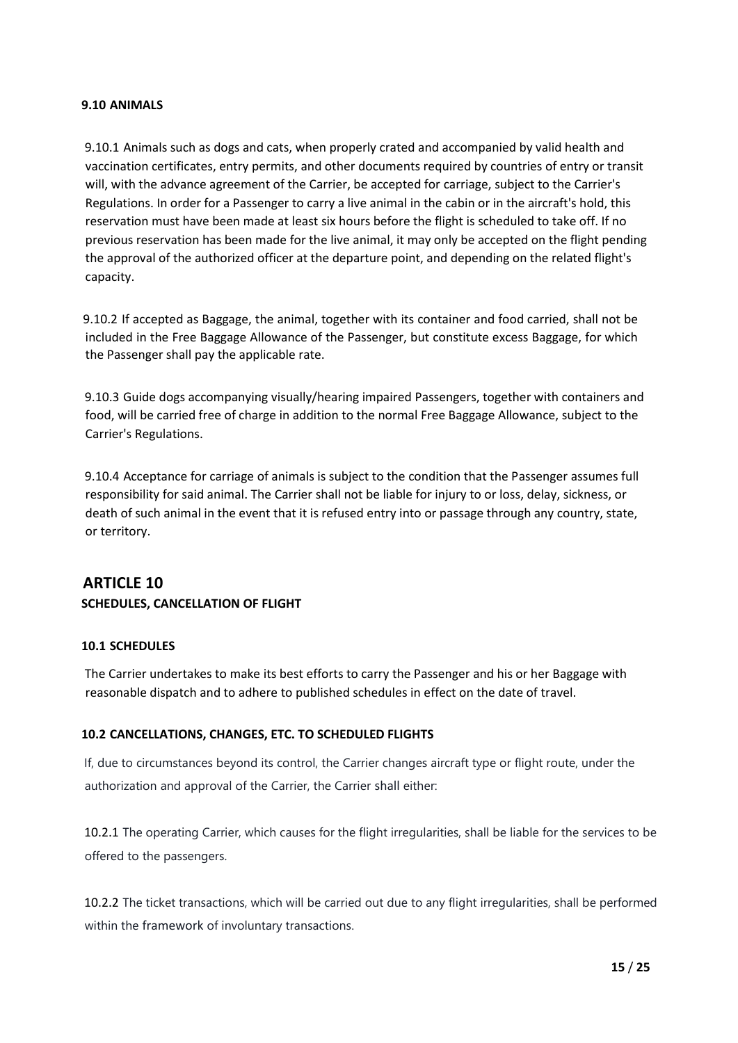### 9.10 ANIMALS

9.10.1 Animals such as dogs and cats, when properly crated and accompanied by valid health and vaccination certificates, entry permits, and other documents required by countries of entry or transit will, with the advance agreement of the Carrier, be accepted for carriage, subject to the Carrier's Regulations. In order for a Passenger to carry a live animal in the cabin or in the aircraft's hold, this reservation must have been made at least six hours before the flight is scheduled to take off. If no previous reservation has been made for the live animal, it may only be accepted on the flight pending the approval of the authorized officer at the departure point, and depending on the related flight's capacity.

9.10.2 If accepted as Baggage, the animal, together with its container and food carried, shall not be included in the Free Baggage Allowance of the Passenger, but constitute excess Baggage, for which the Passenger shall pay the applicable rate.

9.10.3 Guide dogs accompanying visually/hearing impaired Passengers, together with containers and food, will be carried free of charge in addition to the normal Free Baggage Allowance, subject to the Carrier's Regulations.

9.10.4 Acceptance for carriage of animals is subject to the condition that the Passenger assumes full responsibility for said animal. The Carrier shall not be liable for injury to or loss, delay, sickness, or death of such animal in the event that it is refused entry into or passage through any country, state, or territory.

## ARTICLE 10

### SCHEDULES, CANCELLATION OF FLIGHT

### 10.1 SCHEDULES

The Carrier undertakes to make its best efforts to carry the Passenger and his or her Baggage with reasonable dispatch and to adhere to published schedules in effect on the date of travel.

### 10.2 CANCELLATIONS, CHANGES, ETC. TO SCHEDULED FLIGHTS

If, due to circumstances beyond its control, the Carrier changes aircraft type or flight route, under the authorization and approval of the Carrier, the Carrier shall either:

10.2.1 The operating Carrier, which causes for the flight irregularities, shall be liable for the services to be offered to the passengers.

10.2.2 The ticket transactions, which will be carried out due to any flight irregularities, shall be performed within the framework of involuntary transactions.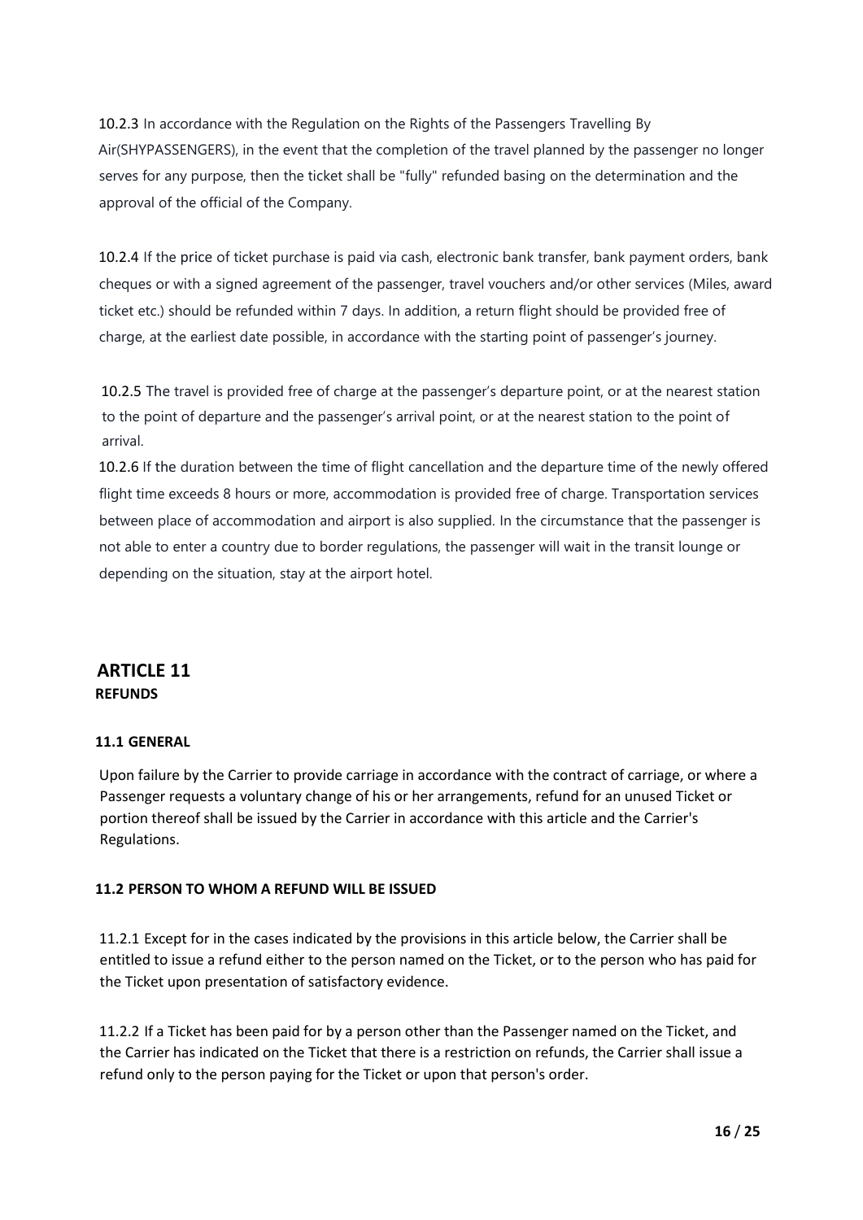10.2.3 In accordance with the Regulation on the Rights of the Passengers Travelling By Air(SHYPASSENGERS), in the event that the completion of the travel planned by the passenger no longer serves for any purpose, then the ticket shall be "fully" refunded basing on the determination and the approval of the official of the Company.

10.2.4 If the price of ticket purchase is paid via cash, electronic bank transfer, bank payment orders, bank cheques or with a signed agreement of the passenger, travel vouchers and/or other services (Miles, award ticket etc.) should be refunded within 7 days. In addition, a return flight should be provided free of charge, at the earliest date possible, in accordance with the starting point of passenger's journey.

10.2.5 The travel is provided free of charge at the passenger's departure point, or at the nearest station to the point of departure and the passenger's arrival point, or at the nearest station to the point of arrival.

10.2.6 If the duration between the time of flight cancellation and the departure time of the newly offered flight time exceeds 8 hours or more, accommodation is provided free of charge. Transportation services between place of accommodation and airport is also supplied. In the circumstance that the passenger is not able to enter a country due to border regulations, the passenger will wait in the transit lounge or depending on the situation, stay at the airport hotel.

# ARTICLE 11

## REFUNDS

### 11.1 GENERAL

Upon failure by the Carrier to provide carriage in accordance with the contract of carriage, or where a Passenger requests a voluntary change of his or her arrangements, refund for an unused Ticket or portion thereof shall be issued by the Carrier in accordance with this article and the Carrier's Regulations.

### 11.2 PERSON TO WHOM A REFUND WILL BE ISSUED

11.2.1 Except for in the cases indicated by the provisions in this article below, the Carrier shall be entitled to issue a refund either to the person named on the Ticket, or to the person who has paid for the Ticket upon presentation of satisfactory evidence.

11.2.2 If a Ticket has been paid for by a person other than the Passenger named on the Ticket, and the Carrier has indicated on the Ticket that there is a restriction on refunds, the Carrier shall issue a refund only to the person paying for the Ticket or upon that person's order.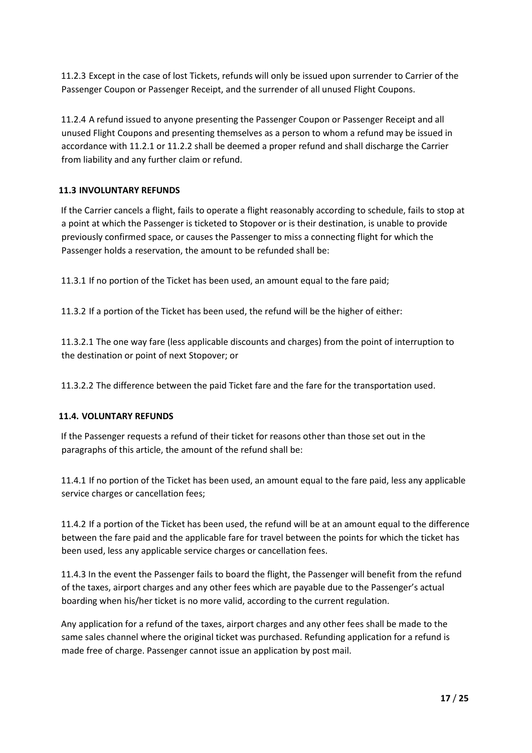11.2.3 Except in the case of lost Tickets, refunds will only be issued upon surrender to Carrier of the Passenger Coupon or Passenger Receipt, and the surrender of all unused Flight Coupons.

11.2.4 A refund issued to anyone presenting the Passenger Coupon or Passenger Receipt and all unused Flight Coupons and presenting themselves as a person to whom a refund may be issued in accordance with 11.2.1 or 11.2.2 shall be deemed a proper refund and shall discharge the Carrier from liability and any further claim or refund.

### 11.3 INVOLUNTARY REFUNDS

If the Carrier cancels a flight, fails to operate a flight reasonably according to schedule, fails to stop at a point at which the Passenger is ticketed to Stopover or is their destination, is unable to provide previously confirmed space, or causes the Passenger to miss a connecting flight for which the Passenger holds a reservation, the amount to be refunded shall be:

11.3.1 If no portion of the Ticket has been used, an amount equal to the fare paid;

11.3.2 If a portion of the Ticket has been used, the refund will be the higher of either:

11.3.2.1 The one way fare (less applicable discounts and charges) from the point of interruption to the destination or point of next Stopover; or

11.3.2.2 The difference between the paid Ticket fare and the fare for the transportation used.

### 11.4. VOLUNTARY REFUNDS

If the Passenger requests a refund of their ticket for reasons other than those set out in the paragraphs of this article, the amount of the refund shall be:

11.4.1 If no portion of the Ticket has been used, an amount equal to the fare paid, less any applicable service charges or cancellation fees;

11.4.2 If a portion of the Ticket has been used, the refund will be at an amount equal to the difference between the fare paid and the applicable fare for travel between the points for which the ticket has been used, less any applicable service charges or cancellation fees.

11.4.3 In the event the Passenger fails to board the flight, the Passenger will benefit from the refund of the taxes, airport charges and any other fees which are payable due to the Passenger's actual boarding when his/her ticket is no more valid, according to the current regulation.

Any application for a refund of the taxes, airport charges and any other fees shall be made to the same sales channel where the original ticket was purchased. Refunding application for a refund is made free of charge. Passenger cannot issue an application by post mail.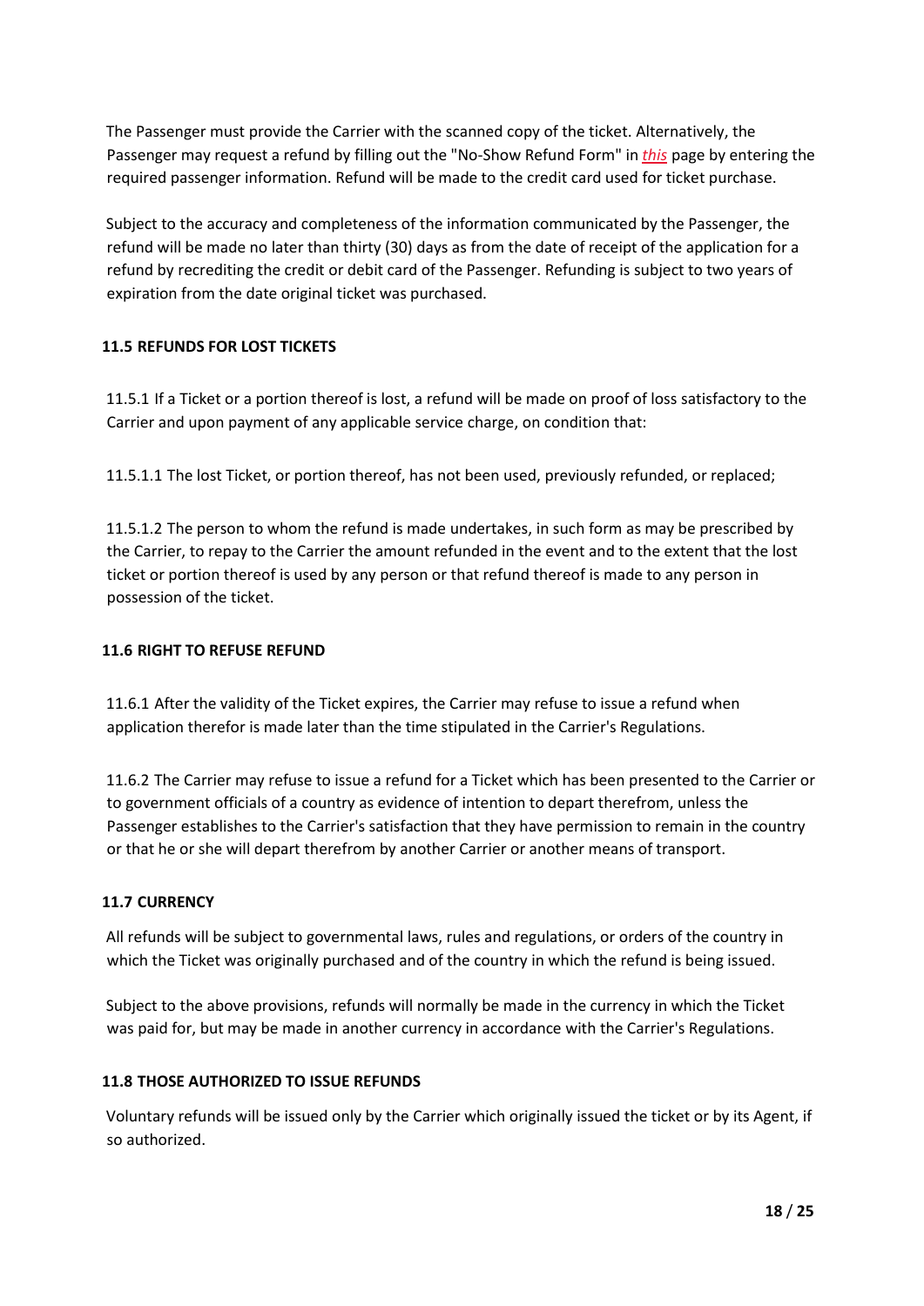The Passenger must provide the Carrier with the scanned copy of the ticket. Alternatively, the Passenger may request a refund by filling out the "No-Show Refund Form" in *this* page by entering the required passenger information. Refund will be made to the credit card used for ticket purchase.

Subject to the accuracy and completeness of the information communicated by the Passenger, the refund will be made no later than thirty (30) days as from the date of receipt of the application for a refund by recrediting the credit or debit card of the Passenger. Refunding is subject to two years of expiration from the date original ticket was purchased.

**11.5 REFUNDS FOR LOST TICKETS**

11.5.1 If a Ticket or a portion thereof is lost, a refund will be made on proof of loss satisfactory to the Carrier and upon payment of any applicable service charge, on condition that:

11.5.1.1 The lost Ticket, or portion thereof, has not been used, previously refunded, or replaced;

11.5.1.2 The person to whom the refund is made undertakes, in such form as may be prescribed by the Carrier, to repay to the Carrier the amount refunded in the event and to the extent that the lost ticket or portion thereof is used by any person or that refund thereof is made to any person in possession of the ticket.

**11.6 RIGHT TO REFUSE REFUND**

11.6.1 After the validity of the Ticket expires, the Carrier may refuse to issue a refund when application therefor is made later than the time stipulated in the Carrier's Regulations.

11.6.2 The Carrier may refuse to issue a refund for a Ticket which has been presented to the Carrier or to government officials of a country as evidence of intention to depart therefrom, unless the Passenger establishes to the Carrier's satisfaction that they have permission to remain in the country or that he or she will depart therefrom by another Carrier or another means of transport.

**11.7 CURRENCY**

All refunds will be subject to governmental laws, rules and regulations, or orders of the country in which the Ticket was originally purchased and of the country in which the refund is being issued.

Subject to the above provisions, refunds will normally be made in the currency in which the Ticket was paid for, but may be made in another currency in accordance with the Carrier's Regulations.

**11.8 THOSE AUTHORIZED TO ISSUE REFUNDS**

Voluntary refunds will be issued only by the Carrier which originally issued the ticket or by its Agent, if so authorized.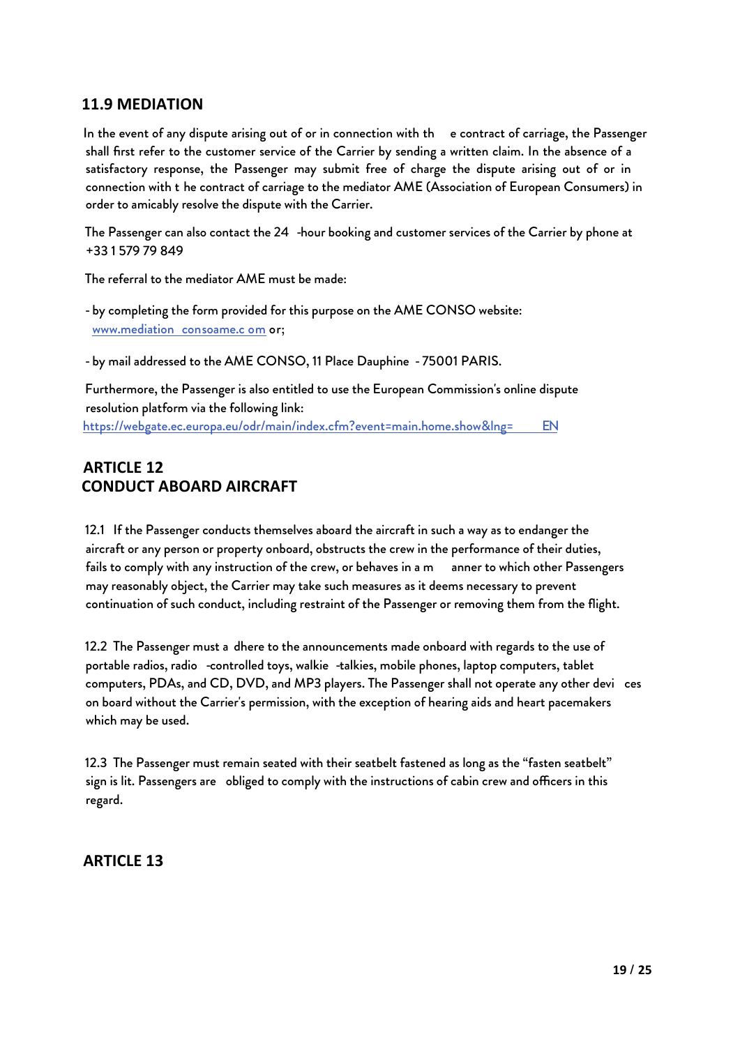## 11.9 MEDIATION

In the event of any dispute arising out of or in connection with the contract of carriage, the Passenger shall first refer to the customer service of the Carrier by sending a written claim. In the absence of a satisfactory response, the Passenger may submit free of charge the dispute arising out of or in connection with the contract of carriage to the mediator AME (Association of European Consumers) in order to amicably resolve the dispute with the Carrier.

The Passenger can also contact the 24-hour booking and customer services of the Carrier by phone at +33 1 579 79 849

The referral to the mediator AME must be made:

- by completing the form provided for this purpose on the AME CONSO website: www.mediation consoame.com or;

- by mail addressed to the AME CONSO, 11 Place Dauphine - 75001 PARIS.

Furthermore, the Passenger is also entitled to use the European Commission's online dispute resolution platform via the following link: https://webgate.ec.europa.eu/odr/main/index.cfm?event=main.home.show&lng=EN

## ARTICLE 12
## CONDUCT ABOARD AIRCRAFT

12.1 If the Passenger conducts themselves aboard the aircraft in such a way as to endanger the aircraft or any person or property onboard, obstructs the crew in the performance of their duties, fails to comply with any instruction of the crew, or behaves in a manner to which other Passengers may reasonably object, the Carrier may take such measures as it deems necessary to prevent continuation of such conduct, including restraint of the Passenger or removing them from the flight.

12.2 The Passenger must adhere to the announcements made onboard with regards to the use of portable radios, radio-controlled toys, walkie-talkies, mobile phones, laptop computers, tablet computers, PDAs, and CD, DVD, and MP3 players. The Passenger shall not operate any other devices on board without the Carrier's permission, with the exception of hearing aids and heart pacemakers which may be used.

12.3 The Passenger must remain seated with their seatbelt fastened as long as the "fasten seatbelt" sign is lit. Passengers are obliged to comply with the instructions of cabin crew and officers in this regard.

## ARTICLE 13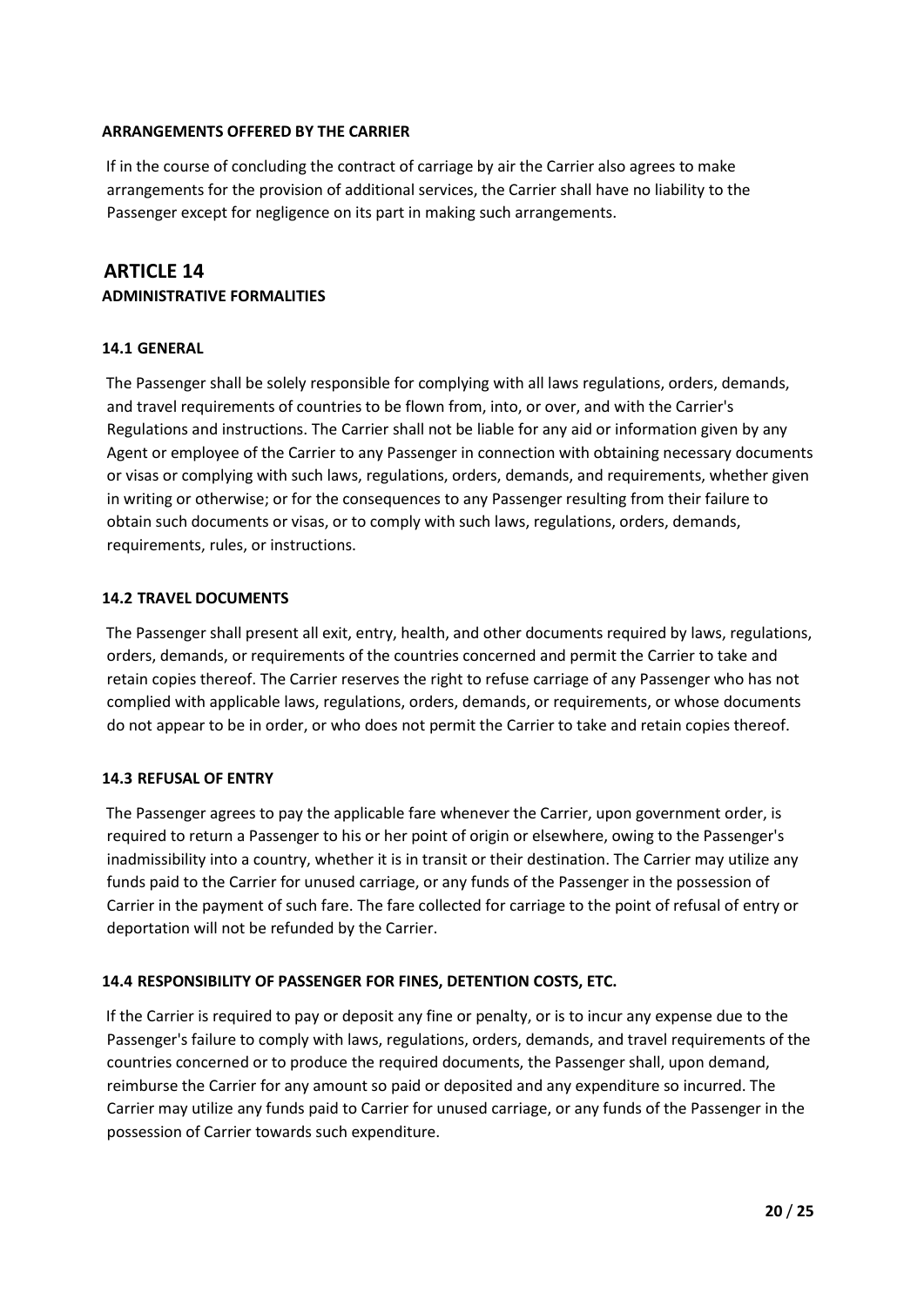#### ARRANGEMENTS OFFERED BY THE CARRIER

If in the course of concluding the contract of carriage by air the Carrier also agrees to make arrangements for the provision of additional services, the Carrier shall have no liability to the Passenger except for negligence on its part in making such arrangements.

## ARTICLE 14

### ADMINISTRATIVE FORMALITIES

#### 14.1 GENERAL

The Passenger shall be solely responsible for complying with all laws regulations, orders, demands, and travel requirements of countries to be flown from, into, or over, and with the Carrier's Regulations and instructions. The Carrier shall not be liable for any aid or information given by any Agent or employee of the Carrier to any Passenger in connection with obtaining necessary documents or visas or complying with such laws, regulations, orders, demands, and requirements, whether given in writing or otherwise; or for the consequences to any Passenger resulting from their failure to obtain such documents or visas, or to comply with such laws, regulations, orders, demands, requirements, rules, or instructions.

#### 14.2 TRAVEL DOCUMENTS

The Passenger shall present all exit, entry, health, and other documents required by laws, regulations, orders, demands, or requirements of the countries concerned and permit the Carrier to take and retain copies thereof. The Carrier reserves the right to refuse carriage of any Passenger who has not complied with applicable laws, regulations, orders, demands, or requirements, or whose documents do not appear to be in order, or who does not permit the Carrier to take and retain copies thereof.

#### 14.3 REFUSAL OF ENTRY

The Passenger agrees to pay the applicable fare whenever the Carrier, upon government order, is required to return a Passenger to his or her point of origin or elsewhere, owing to the Passenger's inadmissibility into a country, whether it is in transit or their destination. The Carrier may utilize any funds paid to the Carrier for unused carriage, or any funds of the Passenger in the possession of Carrier in the payment of such fare. The fare collected for carriage to the point of refusal of entry or deportation will not be refunded by the Carrier.

#### 14.4 RESPONSIBILITY OF PASSENGER FOR FINES, DETENTION COSTS, ETC.

If the Carrier is required to pay or deposit any fine or penalty, or is to incur any expense due to the Passenger's failure to comply with laws, regulations, orders, demands, and travel requirements of the countries concerned or to produce the required documents, the Passenger shall, upon demand, reimburse the Carrier for any amount so paid or deposited and any expenditure so incurred. The Carrier may utilize any funds paid to Carrier for unused carriage, or any funds of the Passenger in the possession of Carrier towards such expenditure.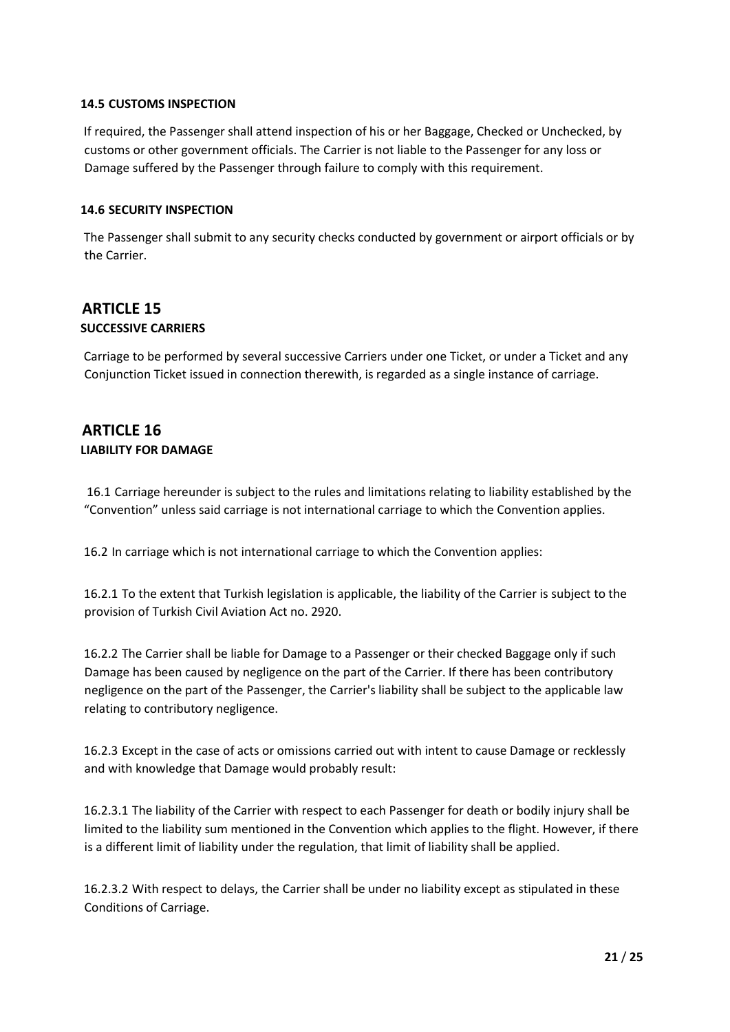### 14.5 CUSTOMS INSPECTION

If required, the Passenger shall attend inspection of his or her Baggage, Checked or Unchecked, by customs or other government officials. The Carrier is not liable to the Passenger for any loss or Damage suffered by the Passenger through failure to comply with this requirement.

### 14.6 SECURITY INSPECTION

The Passenger shall submit to any security checks conducted by government or airport officials or by the Carrier.

## ARTICLE 15

### SUCCESSIVE CARRIERS

Carriage to be performed by several successive Carriers under one Ticket, or under a Ticket and any Conjunction Ticket issued in connection therewith, is regarded as a single instance of carriage.

## ARTICLE 16

### LIABILITY FOR DAMAGE

16.1 Carriage hereunder is subject to the rules and limitations relating to liability established by the "Convention" unless said carriage is not international carriage to which the Convention applies.

16.2 In carriage which is not international carriage to which the Convention applies:

16.2.1 To the extent that Turkish legislation is applicable, the liability of the Carrier is subject to the provision of Turkish Civil Aviation Act no. 2920.

16.2.2 The Carrier shall be liable for Damage to a Passenger or their checked Baggage only if such Damage has been caused by negligence on the part of the Carrier. If there has been contributory negligence on the part of the Passenger, the Carrier's liability shall be subject to the applicable law relating to contributory negligence.

16.2.3 Except in the case of acts or omissions carried out with intent to cause Damage or recklessly and with knowledge that Damage would probably result:

16.2.3.1 The liability of the Carrier with respect to each Passenger for death or bodily injury shall be limited to the liability sum mentioned in the Convention which applies to the flight. However, if there is a different limit of liability under the regulation, that limit of liability shall be applied.

16.2.3.2 With respect to delays, the Carrier shall be under no liability except as stipulated in these Conditions of Carriage.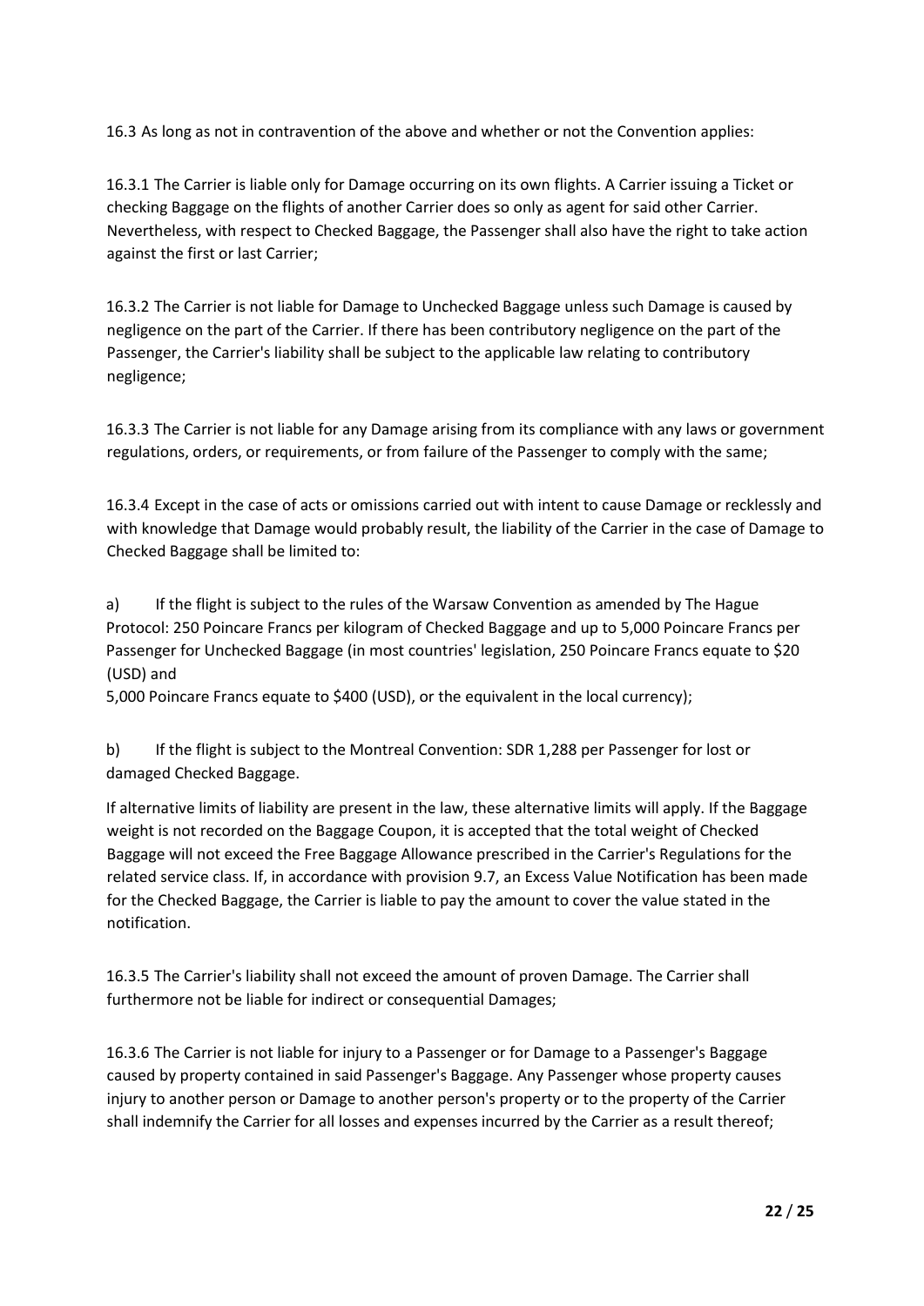16.3 As long as not in contravention of the above and whether or not the Convention applies:

16.3.1 The Carrier is liable only for Damage occurring on its own flights. A Carrier issuing a Ticket or checking Baggage on the flights of another Carrier does so only as agent for said other Carrier. Nevertheless, with respect to Checked Baggage, the Passenger shall also have the right to take action against the first or last Carrier;

16.3.2 The Carrier is not liable for Damage to Unchecked Baggage unless such Damage is caused by negligence on the part of the Carrier. If there has been contributory negligence on the part of the Passenger, the Carrier's liability shall be subject to the applicable law relating to contributory negligence;

16.3.3 The Carrier is not liable for any Damage arising from its compliance with any laws or government regulations, orders, or requirements, or from failure of the Passenger to comply with the same;

16.3.4 Except in the case of acts or omissions carried out with intent to cause Damage or recklessly and with knowledge that Damage would probably result, the liability of the Carrier in the case of Damage to Checked Baggage shall be limited to:

a) If the flight is subject to the rules of the Warsaw Convention as amended by The Hague Protocol: 250 Poincare Francs per kilogram of Checked Baggage and up to 5,000 Poincare Francs per Passenger for Unchecked Baggage (in most countries' legislation, 250 Poincare Francs equate to $20 (USD) and
5,000 Poincare Francs equate to $400 (USD), or the equivalent in the local currency);

b) If the flight is subject to the Montreal Convention: SDR 1,288 per Passenger for lost or damaged Checked Baggage.

If alternative limits of liability are present in the law, these alternative limits will apply. If the Baggage weight is not recorded on the Baggage Coupon, it is accepted that the total weight of Checked Baggage will not exceed the Free Baggage Allowance prescribed in the Carrier's Regulations for the related service class. If, in accordance with provision 9.7, an Excess Value Notification has been made for the Checked Baggage, the Carrier is liable to pay the amount to cover the value stated in the notification.

16.3.5 The Carrier's liability shall not exceed the amount of proven Damage. The Carrier shall furthermore not be liable for indirect or consequential Damages;

16.3.6 The Carrier is not liable for injury to a Passenger or for Damage to a Passenger's Baggage caused by property contained in said Passenger's Baggage. Any Passenger whose property causes injury to another person or Damage to another person's property or to the property of the Carrier shall indemnify the Carrier for all losses and expenses incurred by the Carrier as a result thereof;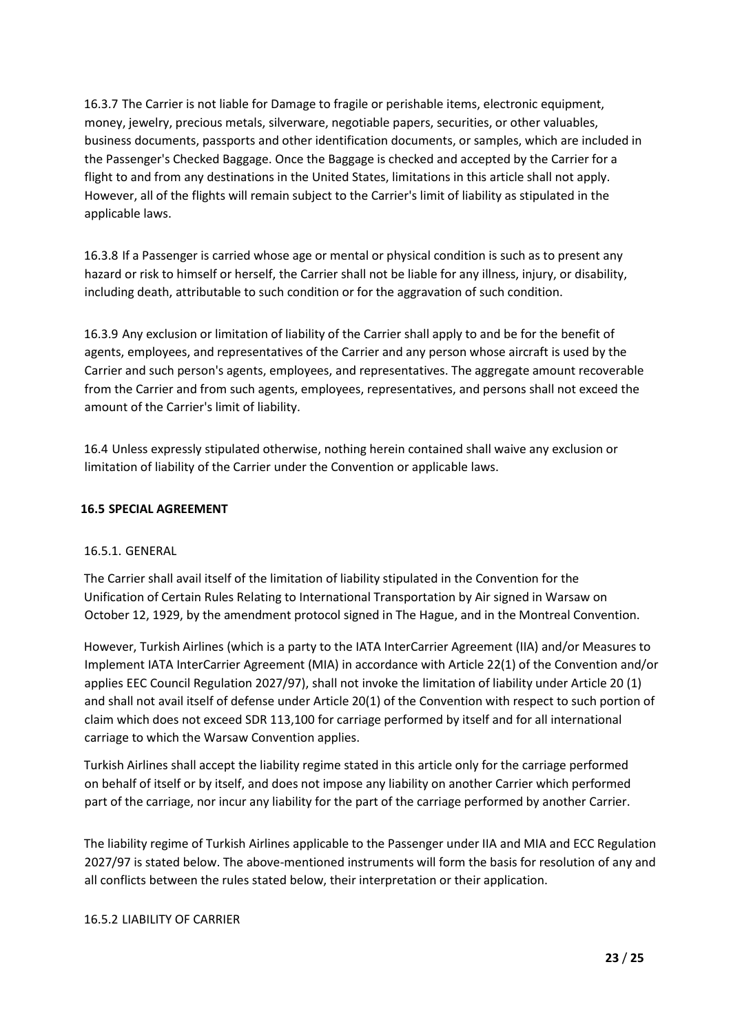16.3.7 The Carrier is not liable for Damage to fragile or perishable items, electronic equipment, money, jewelry, precious metals, silverware, negotiable papers, securities, or other valuables, business documents, passports and other identification documents, or samples, which are included in the Passenger's Checked Baggage. Once the Baggage is checked and accepted by the Carrier for a flight to and from any destinations in the United States, limitations in this article shall not apply. However, all of the flights will remain subject to the Carrier's limit of liability as stipulated in the applicable laws.

16.3.8 If a Passenger is carried whose age or mental or physical condition is such as to present any hazard or risk to himself or herself, the Carrier shall not be liable for any illness, injury, or disability, including death, attributable to such condition or for the aggravation of such condition.

16.3.9 Any exclusion or limitation of liability of the Carrier shall apply to and be for the benefit of agents, employees, and representatives of the Carrier and any person whose aircraft is used by the Carrier and such person's agents, employees, and representatives. The aggregate amount recoverable from the Carrier and from such agents, employees, representatives, and persons shall not exceed the amount of the Carrier's limit of liability.

16.4 Unless expressly stipulated otherwise, nothing herein contained shall waive any exclusion or limitation of liability of the Carrier under the Convention or applicable laws.

### 16.5 SPECIAL AGREEMENT

16.5.1. GENERAL

The Carrier shall avail itself of the limitation of liability stipulated in the Convention for the Unification of Certain Rules Relating to International Transportation by Air signed in Warsaw on October 12, 1929, by the amendment protocol signed in The Hague, and in the Montreal Convention.

However, Turkish Airlines (which is a party to the IATA InterCarrier Agreement (IIA) and/or Measures to Implement IATA InterCarrier Agreement (MIA) in accordance with Article 22(1) of the Convention and/or applies EEC Council Regulation 2027/97), shall not invoke the limitation of liability under Article 20 (1) and shall not avail itself of defense under Article 20(1) of the Convention with respect to such portion of claim which does not exceed SDR 113,100 for carriage performed by itself and for all international carriage to which the Warsaw Convention applies.

Turkish Airlines shall accept the liability regime stated in this article only for the carriage performed on behalf of itself or by itself, and does not impose any liability on another Carrier which performed part of the carriage, nor incur any liability for the part of the carriage performed by another Carrier.

The liability regime of Turkish Airlines applicable to the Passenger under IIA and MIA and ECC Regulation 2027/97 is stated below. The above-mentioned instruments will form the basis for resolution of any and all conflicts between the rules stated below, their interpretation or their application.

16.5.2 LIABILITY OF CARRIER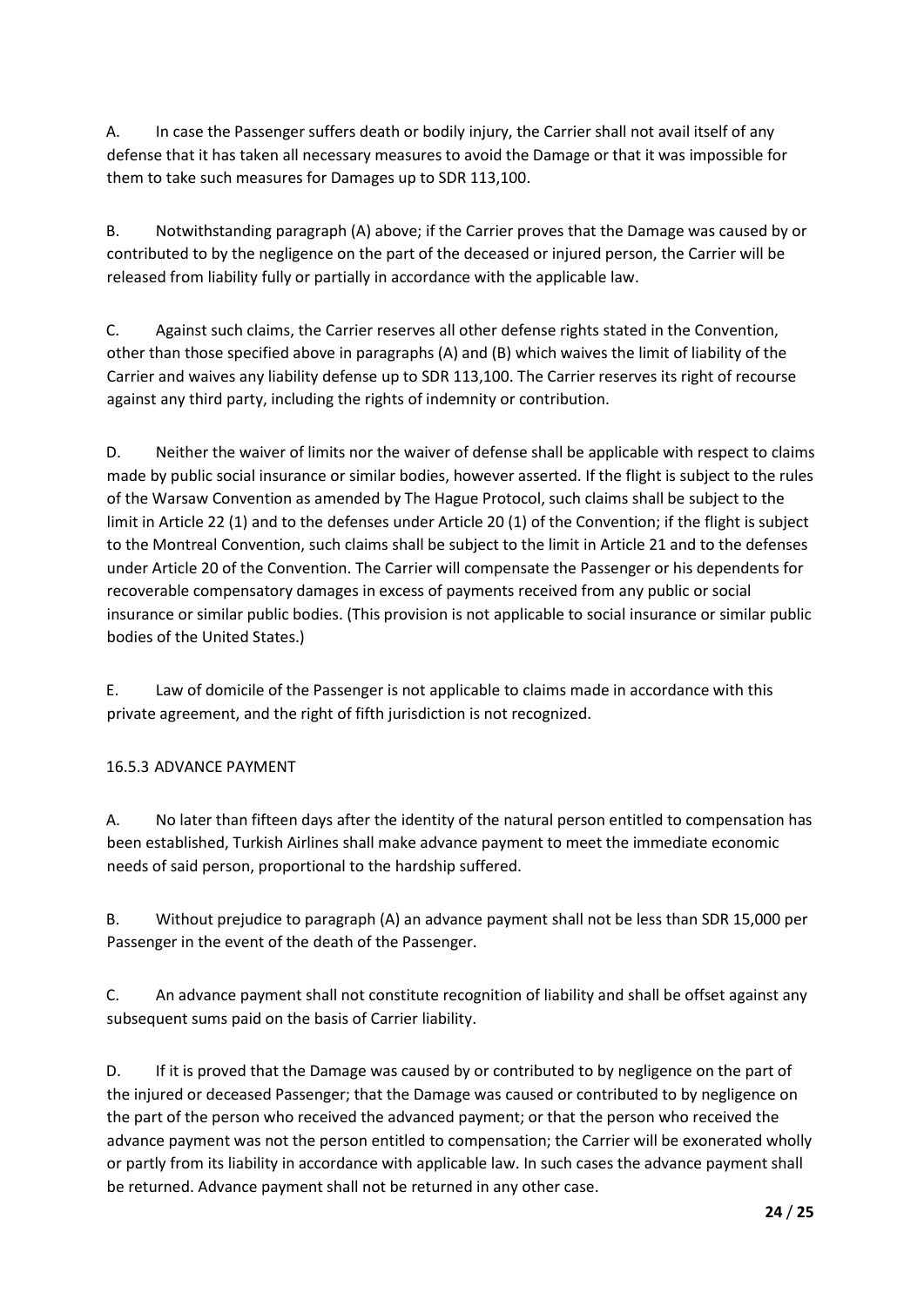A. In case the Passenger suffers death or bodily injury, the Carrier shall not avail itself of any defense that it has taken all necessary measures to avoid the Damage or that it was impossible for them to take such measures for Damages up to SDR 113,100.

B. Notwithstanding paragraph (A) above; if the Carrier proves that the Damage was caused by or contributed to by the negligence on the part of the deceased or injured person, the Carrier will be released from liability fully or partially in accordance with the applicable law.

C. Against such claims, the Carrier reserves all other defense rights stated in the Convention, other than those specified above in paragraphs (A) and (B) which waives the limit of liability of the Carrier and waives any liability defense up to SDR 113,100. The Carrier reserves its right of recourse against any third party, including the rights of indemnity or contribution.

D. Neither the waiver of limits nor the waiver of defense shall be applicable with respect to claims made by public social insurance or similar bodies, however asserted. If the flight is subject to the rules of the Warsaw Convention as amended by The Hague Protocol, such claims shall be subject to the limit in Article 22 (1) and to the defenses under Article 20 (1) of the Convention; if the flight is subject to the Montreal Convention, such claims shall be subject to the limit in Article 21 and to the defenses under Article 20 of the Convention. The Carrier will compensate the Passenger or his dependents for recoverable compensatory damages in excess of payments received from any public or social insurance or similar public bodies. (This provision is not applicable to social insurance or similar public bodies of the United States.)

E. Law of domicile of the Passenger is not applicable to claims made in accordance with this private agreement, and the right of fifth jurisdiction is not recognized.

16.5.3 ADVANCE PAYMENT

A. No later than fifteen days after the identity of the natural person entitled to compensation has been established, Turkish Airlines shall make advance payment to meet the immediate economic needs of said person, proportional to the hardship suffered.

B. Without prejudice to paragraph (A) an advance payment shall not be less than SDR 15,000 per Passenger in the event of the death of the Passenger.

C. An advance payment shall not constitute recognition of liability and shall be offset against any subsequent sums paid on the basis of Carrier liability.

D. If it is proved that the Damage was caused by or contributed to by negligence on the part of the injured or deceased Passenger; that the Damage was caused or contributed to by negligence on the part of the person who received the advanced payment; or that the person who received the advance payment was not the person entitled to compensation; the Carrier will be exonerated wholly or partly from its liability in accordance with applicable law. In such cases the advance payment shall be returned. Advance payment shall not be returned in any other case.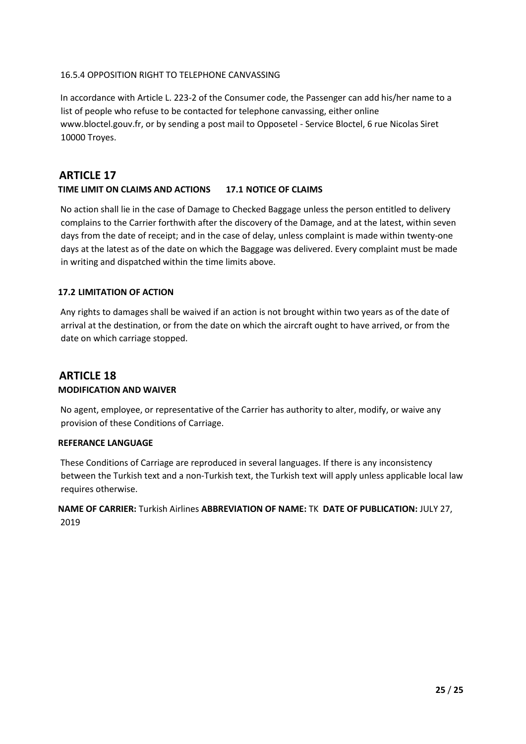16.5.4 OPPOSITION RIGHT TO TELEPHONE CANVASSING

In accordance with Article L. 223-2 of the Consumer code, the Passenger can add his/her name to a list of people who refuse to be contacted for telephone canvassing, either online www.bloctel.gouv.fr, or by sending a post mail to Opposetel - Service Bloctel, 6 rue Nicolas Siret 10000 Troyes.

## ARTICLE 17

### TIME LIMIT ON CLAIMS AND ACTIONS

### 17.1 NOTICE OF CLAIMS

No action shall lie in the case of Damage to Checked Baggage unless the person entitled to delivery complains to the Carrier forthwith after the discovery of the Damage, and at the latest, within seven days from the date of receipt; and in the case of delay, unless complaint is made within twenty-one days at the latest as of the date on which the Baggage was delivered. Every complaint must be made in writing and dispatched within the time limits above.

### 17.2 LIMITATION OF ACTION

Any rights to damages shall be waived if an action is not brought within two years as of the date of arrival at the destination, or from the date on which the aircraft ought to have arrived, or from the date on which carriage stopped.

## ARTICLE 18

### MODIFICATION AND WAIVER

No agent, employee, or representative of the Carrier has authority to alter, modify, or waive any provision of these Conditions of Carriage.

### REFERANCE LANGUAGE

These Conditions of Carriage are reproduced in several languages. If there is any inconsistency between the Turkish text and a non-Turkish text, the Turkish text will apply unless applicable local law requires otherwise.

**NAME OF CARRIER:** Turkish Airlines **ABBREVIATION OF NAME:** TK **DATE OF PUBLICATION:** JULY 27, 2019